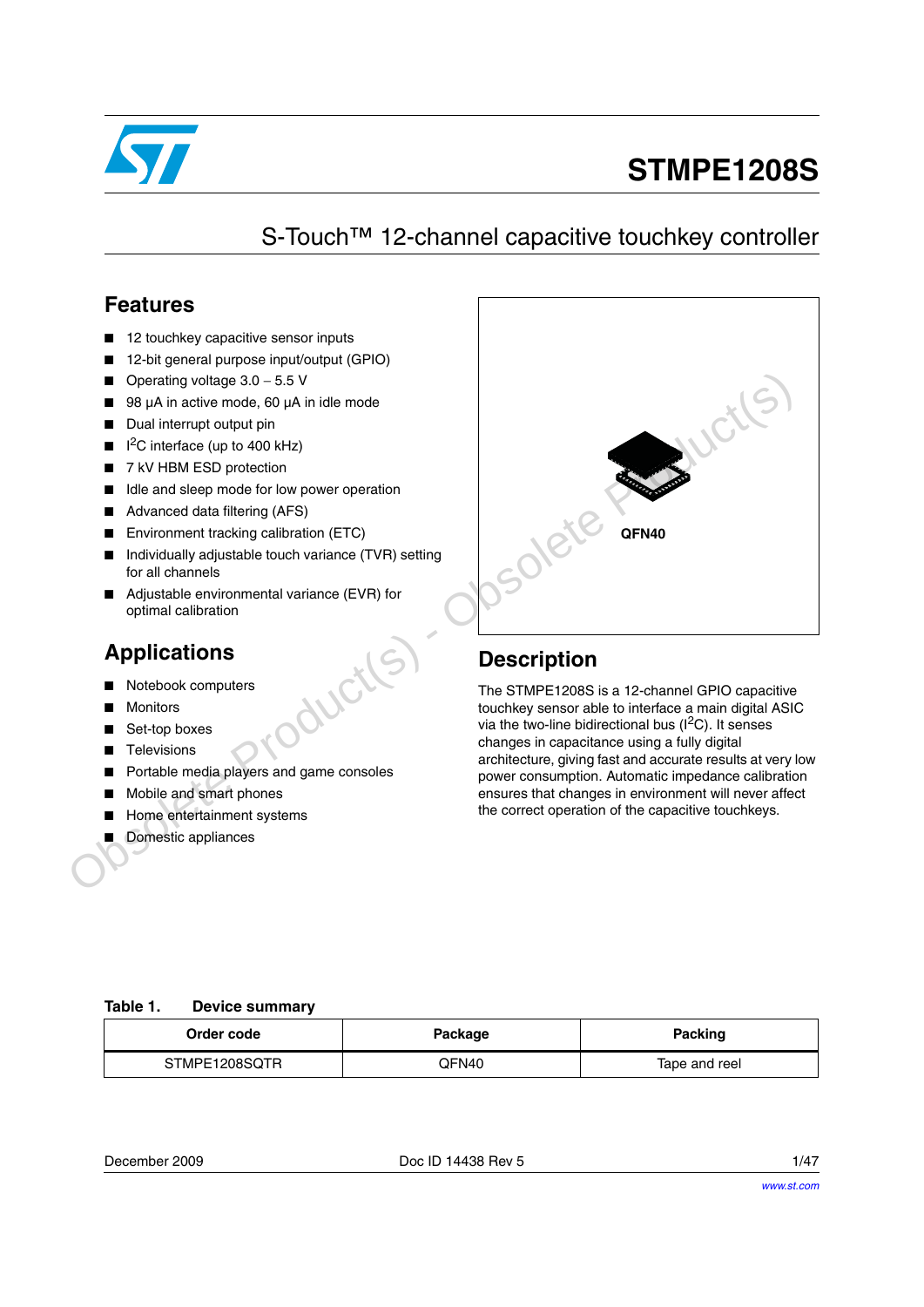# STMPE1208S

## S-Touch™ 12-channel capacitive touchkey controller

## Features

- 12 touchkey capacitive sensor inputs
- 12-bit general purpose input/output (GPIO)
- Operating voltage 3.0 – 5.5 V
- 98 µA in active mode, 60 µA in idle mode
- Dual interrupt output pin
- $I^2C$ interface (up to 400 kHz)
- 7 kV HBM ESD protection
- Idle and sleep mode for low power operation
- Advanced data filtering (AFS)
- Environment tracking calibration (ETC)
- Individually adjustable touch variance (TVR) setting for all channels
- Adjustable environmental variance (EVR) for optimal calibration

QFN40

## Applications

- Notebook computers
- Monitors
- Set-top boxes
- Televisions
- Portable media players and game consoles
- Mobile and smart phones
- Home entertainment systems
- Domestic appliances

## Description

The STMPE1208S is a 12-channel GPIO capacitive touchkey sensor able to interface a main digital ASIC via the two-line bidirectional bus ($I^2C$). It senses changes in capacitance using a fully digital architecture, giving fast and accurate results at very low power consumption. Automatic impedance calibration ensures that changes in environment will never affect the correct operation of the capacitive touchkeys.

**Table 1. Device summary**

| Order code | Package | Packing |
|---|---|---|
| STMPE1208SQTR | QFN40 | Tape and reel |

December 2009 Doc ID 14438 Rev 5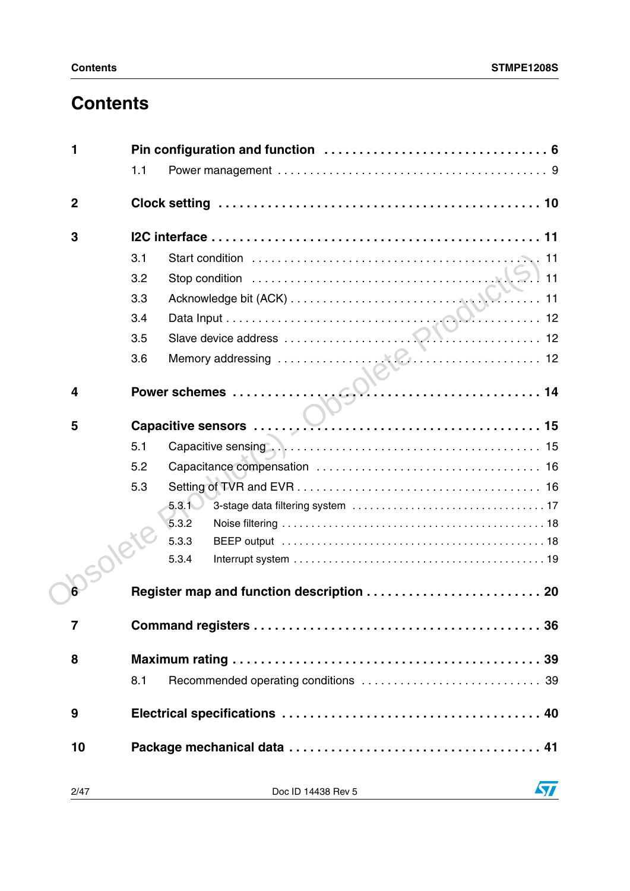# Contents

**1 Pin configuration and function . . . . . . . . . . . . . . . . . . . . . . . . . . . . . . . . 6**

1.1 Power management . . . . . . . . . . . . . . . . . . . . . . . . . . . . . . . . . . . . . . 9

**2 Clock setting . . . . . . . . . . . . . . . . . . . . . . . . . . . . . . . . . . . . . . . . . . . . . 10**

**3 I2C interface . . . . . . . . . . . . . . . . . . . . . . . . . . . . . . . . . . . . . . . . . . . . . 11**

3.1 Start condition . . . . . . . . . . . . . . . . . . . . . . . . . . . . . . . . . . . . . . . . . . 11

3.2 Stop condition . . . . . . . . . . . . . . . . . . . . . . . . . . . . . . . . . . . . . . . . . . 11

3.3 Acknowledge bit (ACK) . . . . . . . . . . . . . . . . . . . . . . . . . . . . . . . . . . . . 11

3.4 Data Input . . . . . . . . . . . . . . . . . . . . . . . . . . . . . . . . . . . . . . . . . . . . . 12

3.5 Slave device address . . . . . . . . . . . . . . . . . . . . . . . . . . . . . . . . . . . . . 12

3.6 Memory addressing . . . . . . . . . . . . . . . . . . . . . . . . . . . . . . . . . . . . . . 12

**4 Power schemes . . . . . . . . . . . . . . . . . . . . . . . . . . . . . . . . . . . . . . . . . . . 14**

**5 Capacitive sensors . . . . . . . . . . . . . . . . . . . . . . . . . . . . . . . . . . . . . . . . 15**

5.1 Capacitive sensing . . . . . . . . . . . . . . . . . . . . . . . . . . . . . . . . . . . . . . . 15

5.2 Capacitance compensation . . . . . . . . . . . . . . . . . . . . . . . . . . . . . . . . . 16

5.3 Setting of TVR and EVR . . . . . . . . . . . . . . . . . . . . . . . . . . . . . . . . . . . 16

5.3.1 3-stage data filtering system . . . . . . . . . . . . . . . . . . . . . . . . . . . . . . . 17

5.3.2 Noise filtering . . . . . . . . . . . . . . . . . . . . . . . . . . . . . . . . . . . . . . . . . . . 18

5.3.3 BEEP output . . . . . . . . . . . . . . . . . . . . . . . . . . . . . . . . . . . . . . . . . . . 18

5.3.4 Interrupt system . . . . . . . . . . . . . . . . . . . . . . . . . . . . . . . . . . . . . . . . . 19

**6 Register map and function description . . . . . . . . . . . . . . . . . . . . . . . . . 20**

**7 Command registers . . . . . . . . . . . . . . . . . . . . . . . . . . . . . . . . . . . . . . . . 36**

**8 Maximum rating . . . . . . . . . . . . . . . . . . . . . . . . . . . . . . . . . . . . . . . . . . . 39**

8.1 Recommended operating conditions . . . . . . . . . . . . . . . . . . . . . . . . . . . 39

**9 Electrical specifications . . . . . . . . . . . . . . . . . . . . . . . . . . . . . . . . . . . . . 40**

**10 Package mechanical data . . . . . . . . . . . . . . . . . . . . . . . . . . . . . . . . . . . 41**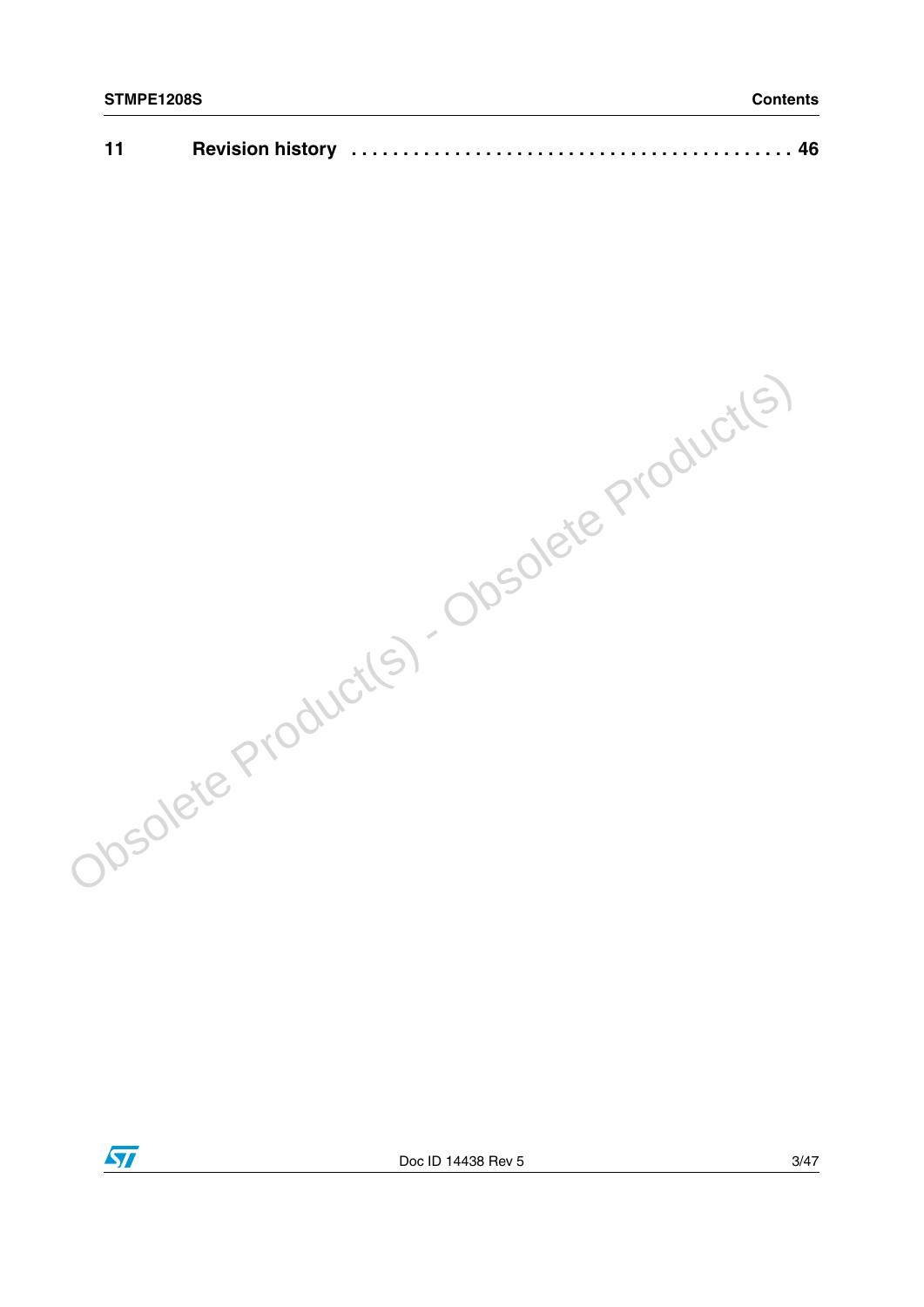11 Revision history . . . . . . . . . . . . . . . . . . . . . . . . . . . . . . . . . . . . . . . . . . . . 46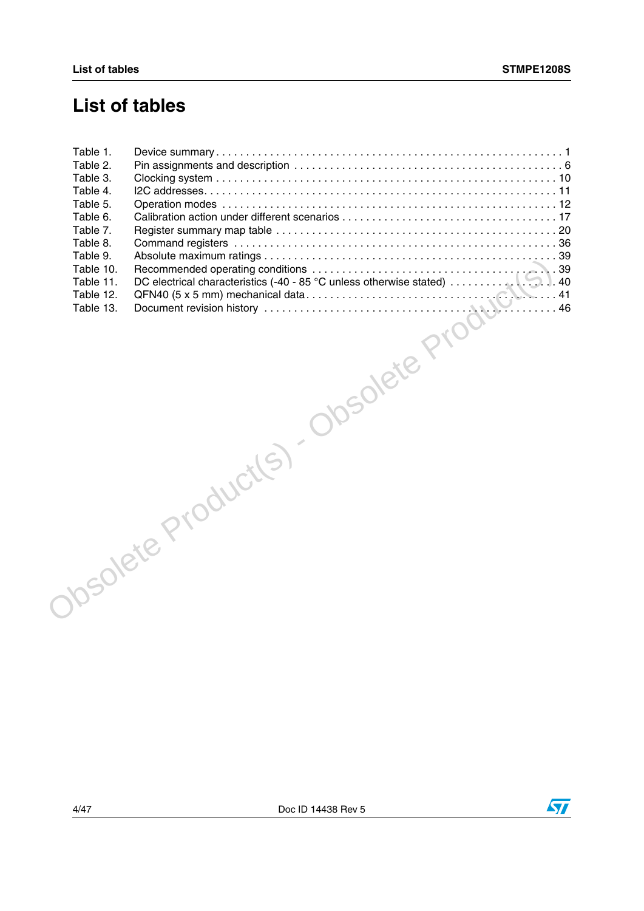# List of tables

| | | |
|---|---|---|
| Table 1. | Device summary | 1 |
| Table 2. | Pin assignments and description | 6 |
| Table 3. | Clocking system | 10 |
| Table 4. | I2C addresses | 11 |
| Table 5. | Operation modes | 12 |
| Table 6. | Calibration action under different scenarios | 17 |
| Table 7. | Register summary map table | 20 |
| Table 8. | Command registers | 36 |
| Table 9. | Absolute maximum ratings | 39 |
| Table 10. | Recommended operating conditions | 39 |
| Table 11. | DC electrical characteristics (-40 - 85 °C unless otherwise stated) | 40 |
| Table 12. | QFN40 (5 x 5 mm) mechanical data | 41 |
| Table 13. | Document revision history | 46 |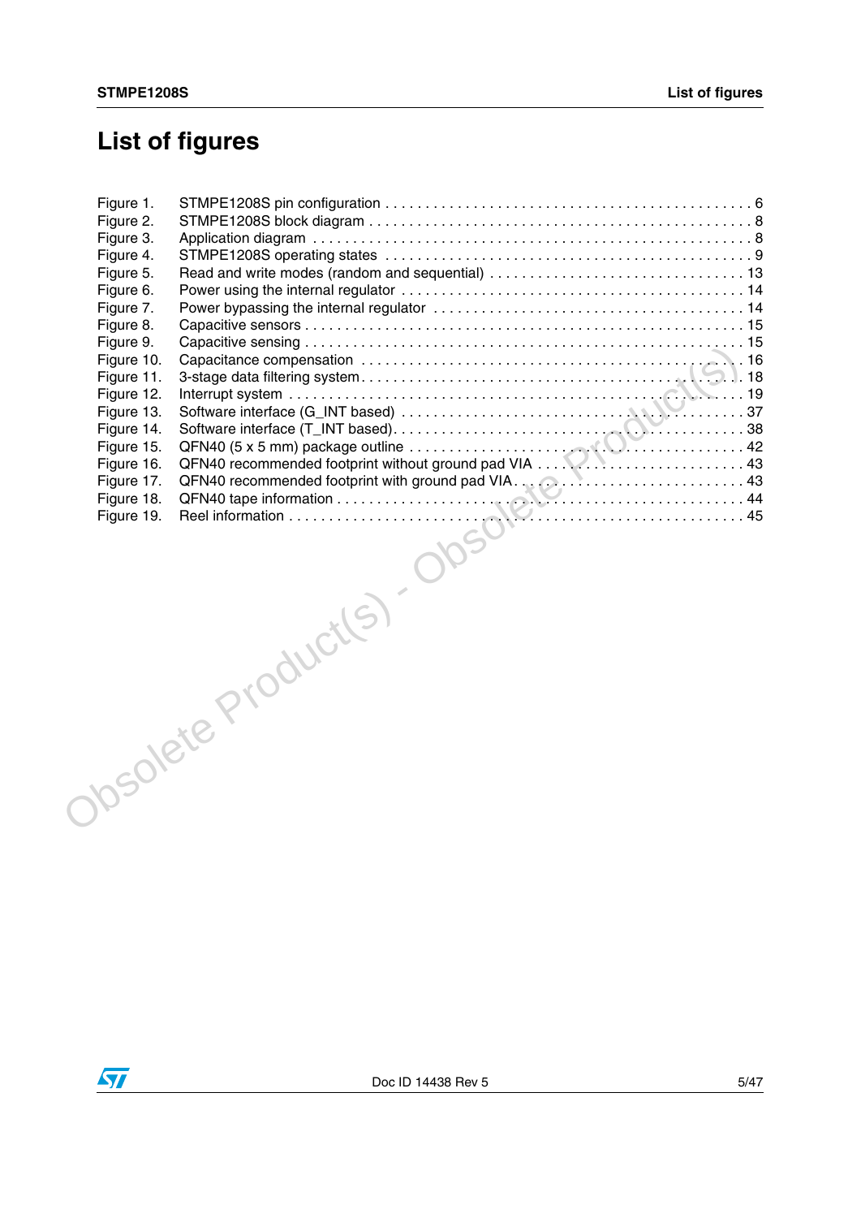# List of figures

| | | |
|---|---|---|
| Figure 1. | STMPE1208S pin configuration | 6 |
| Figure 2. | STMPE1208S block diagram | 8 |
| Figure 3. | Application diagram | 8 |
| Figure 4. | STMPE1208S operating states | 9 |
| Figure 5. | Read and write modes (random and sequential) | 13 |
| Figure 6. | Power using the internal regulator | 14 |
| Figure 7. | Power bypassing the internal regulator | 14 |
| Figure 8. | Capacitive sensors | 15 |
| Figure 9. | Capacitive sensing | 15 |
| Figure 10. | Capacitance compensation | 16 |
| Figure 11. | 3-stage data filtering system | 18 |
| Figure 12. | Interrupt system | 19 |
| Figure 13. | Software interface (G_INT based) | 37 |
| Figure 14. | Software interface (T_INT based) | 38 |
| Figure 15. | QFN40 (5 x 5 mm) package outline | 42 |
| Figure 16. | QFN40 recommended footprint without ground pad VIA | 43 |
| Figure 17. | QFN40 recommended footprint with ground pad VIA | 43 |
| Figure 18. | QFN40 tape information | 44 |
| Figure 19. | Reel information | 45 |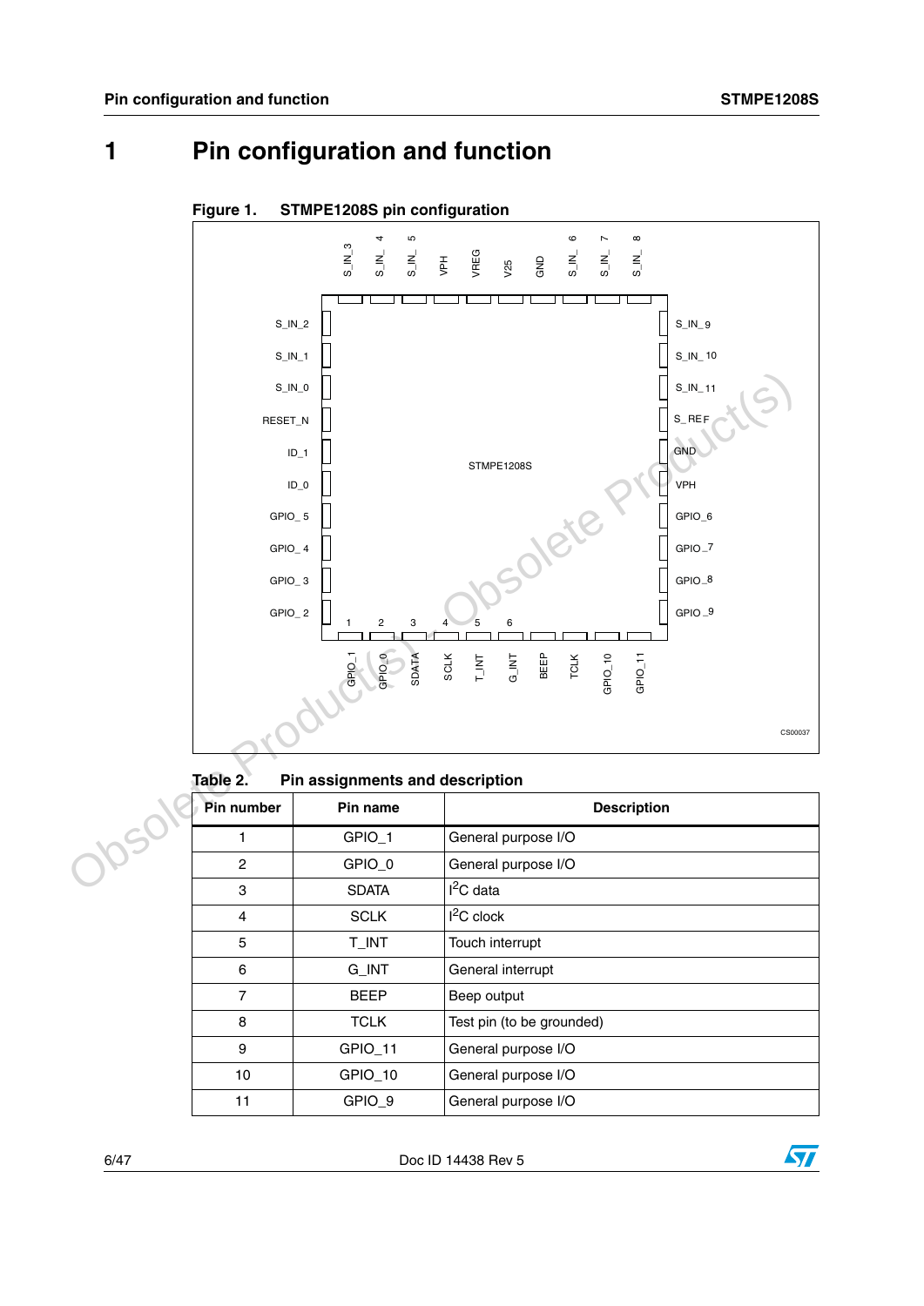# 1 Pin configuration and function

**Figure 1. STMPE1208S pin configuration**

**Table 2. Pin assignments and description**

| Pin number | Pin name | Description |
|---|---|---|
| 1 | GPIO_1 | General purpose I/O |
| 2 | GPIO_0 | General purpose I/O |
| 3 | SDATA | $I^2C$ data |
| 4 | SCLK | $I^2C$ clock |
| 5 | T_INT | Touch interrupt |
| 6 | G_INT | General interrupt |
| 7 | BEEP | Beep output |
| 8 | TCLK | Test pin (to be grounded) |
| 9 | GPIO_11 | General purpose I/O |
| 10 | GPIO_10 | General purpose I/O |
| 11 | GPIO_9 | General purpose I/O |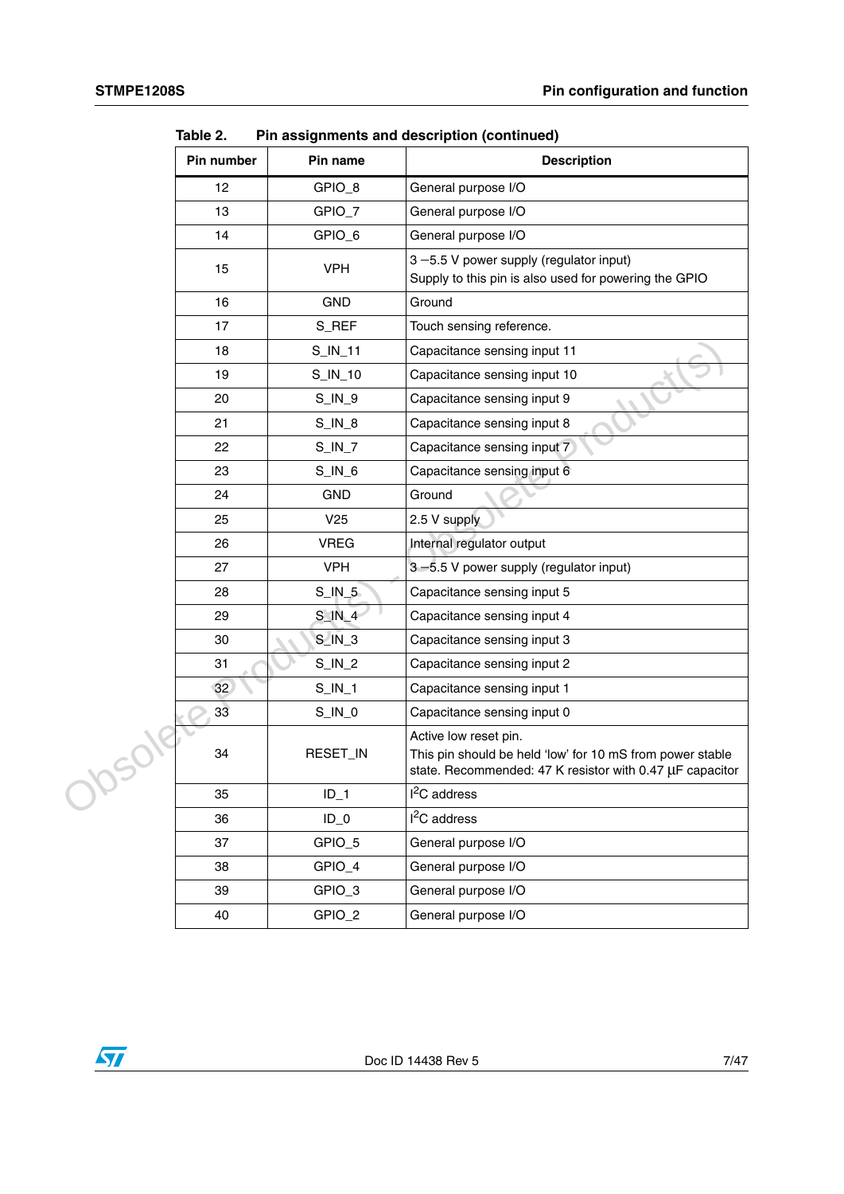**Table 2. Pin assignments and description (continued)**

| Pin number | Pin name | Description |
|---|---|---|
| 12 | GPIO_8 | General purpose I/O |
| 13 | GPIO_7 | General purpose I/O |
| 14 | GPIO_6 | General purpose I/O |
| 15 | VPH | 3 –5.5 V power supply (regulator input)<br>Supply to this pin is also used for powering the GPIO |
| 16 | GND | Ground |
| 17 | S_REF | Touch sensing reference. |
| 18 | S_IN_11 | Capacitance sensing input 11 |
| 19 | S_IN_10 | Capacitance sensing input 10 |
| 20 | S_IN_9 | Capacitance sensing input 9 |
| 21 | S_IN_8 | Capacitance sensing input 8 |
| 22 | S_IN_7 | Capacitance sensing input 7 |
| 23 | S_IN_6 | Capacitance sensing input 6 |
| 24 | GND | Ground |
| 25 | V25 | 2.5 V supply |
| 26 | VREG | Internal regulator output |
| 27 | VPH | 3 –5.5 V power supply (regulator input) |
| 28 | S_IN_5 | Capacitance sensing input 5 |
| 29 | S_IN_4 | Capacitance sensing input 4 |
| 30 | S_IN_3 | Capacitance sensing input 3 |
| 31 | S_IN_2 | Capacitance sensing input 2 |
| 32 | S_IN_1 | Capacitance sensing input 1 |
| 33 | S_IN_0 | Capacitance sensing input 0 |
| 34 | RESET_IN | Active low reset pin.<br>This pin should be held 'low' for 10 mS from power stable state. Recommended: 47 K resistor with 0.47 µF capacitor |
| 35 | ID_1 | $I^2C$ address |
| 36 | ID_0 | $I^2C$ address |
| 37 | GPIO_5 | General purpose I/O |
| 38 | GPIO_4 | General purpose I/O |
| 39 | GPIO_3 | General purpose I/O |
| 40 | GPIO_2 | General purpose I/O |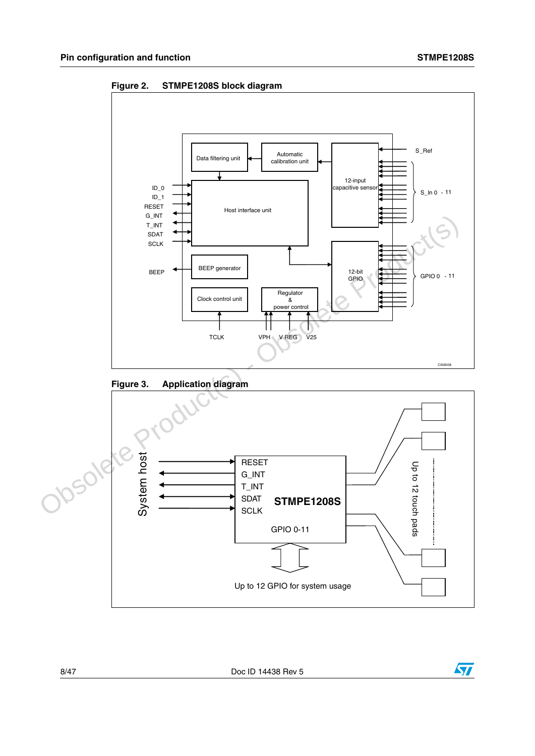Figure 2. STMPE1208S block diagram

Figure 3. Application diagram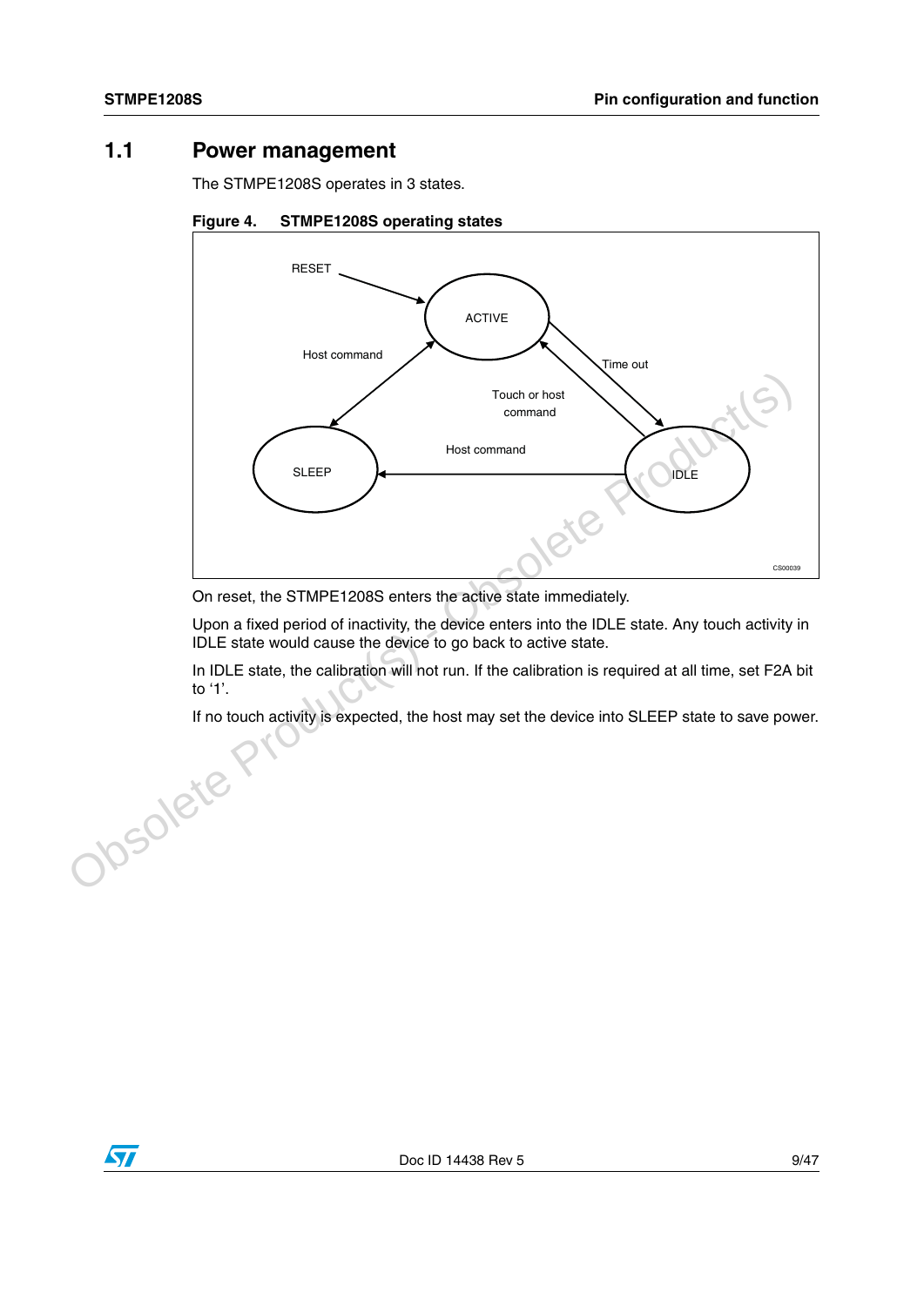## 1.1 Power management

The STMPE1208S operates in 3 states.

**Figure 4. STMPE1208S operating states**

On reset, the STMPE1208S enters the active state immediately.

Upon a fixed period of inactivity, the device enters into the IDLE state. Any touch activity in IDLE state would cause the device to go back to active state.

In IDLE state, the calibration will not run. If the calibration is required at all time, set F2A bit to ‘1’.

If no touch activity is expected, the host may set the device into SLEEP state to save power.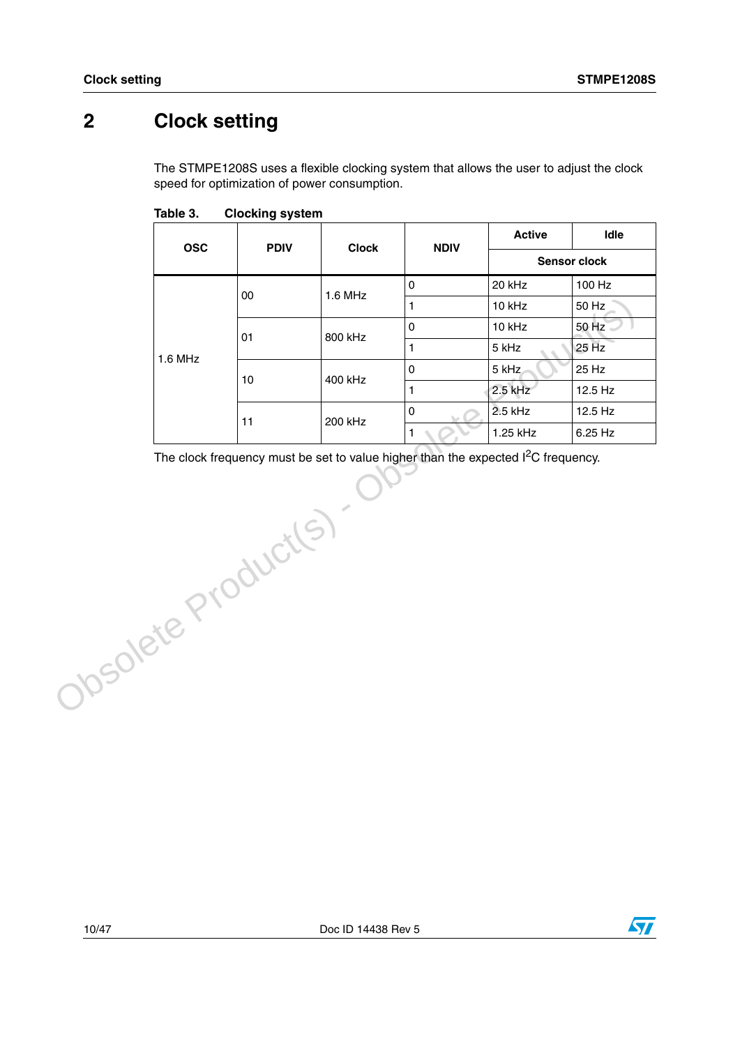# 2 Clock setting

The STMPE1208S uses a flexible clocking system that allows the user to adjust the clock speed for optimization of power consumption.

**Table 3. Clocking system**

| OSC | PDIV | Clock | NDIV | Active | Idle |
|---|---|---|---|---|---|
| | | | | Sensor clock | |
| 1.6 MHz | 00 | 1.6 MHz | 0 | 20 kHz | 100 Hz |
| | | | 1 | 10 kHz | 50 Hz |
| | 01 | 800 kHz | 0 | 10 kHz | 50 Hz |
| | | | 1 | 5 kHz | 25 Hz |
| | 10 | 400 kHz | 0 | 5 kHz | 25 Hz |
| | | | 1 | 2.5 kHz | 12.5 Hz |
| | 11 | 200 kHz | 0 | 2.5 kHz | 12.5 Hz |
| | | | 1 | 1.25 kHz | 6.25 Hz |

The clock frequency must be set to value higher than the expected $I^2C$ frequency.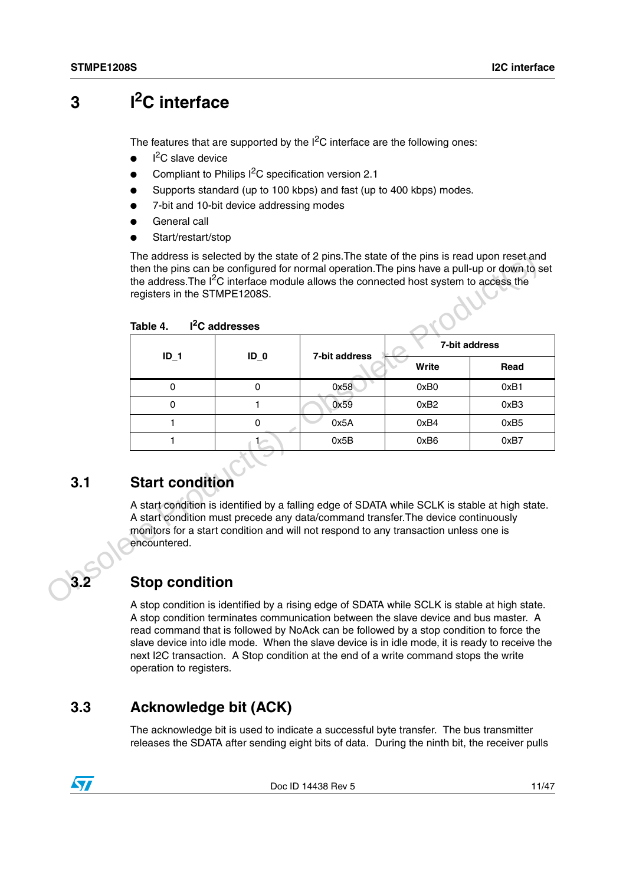# 3 $I^2C$ interface

The features that are supported by the $I^2C$ interface are the following ones:

- $I^2C$ slave device
- Compliant to Philips $I^2C$ specification version 2.1
- Supports standard (up to 100 kbps) and fast (up to 400 kbps) modes.
- 7-bit and 10-bit device addressing modes
- General call
- Start/restart/stop

The address is selected by the state of 2 pins.The state of the pins is read upon reset and then the pins can be configured for normal operation.The pins have a pull-up or down to set the address.The $I^2C$ interface module allows the connected host system to access the registers in the STMPE1208S.

**Table 4. $I^2C$ addresses**

| ID_1 | ID_0 | 7-bit address | 7-bit address | |
|---|---|---|---|---|
| | | | Write | Read |
| 0 | 0 | 0x58 | 0xB0 | 0xB1 |
| 0 | 1 | 0x59 | 0xB2 | 0xB3 |
| 1 | 0 | 0x5A | 0xB4 | 0xB5 |
| 1 | 1 | 0x5B | 0xB6 | 0xB7 |

## 3.1 Start condition

A start condition is identified by a falling edge of SDATA while SCLK is stable at high state. A start condition must precede any data/command transfer.The device continuously monitors for a start condition and will not respond to any transaction unless one is encountered.

## 3.2 Stop condition

A stop condition is identified by a rising edge of SDATA while SCLK is stable at high state. A stop condition terminates communication between the slave device and bus master. A read command that is followed by NoAck can be followed by a stop condition to force the slave device into idle mode. When the slave device is in idle mode, it is ready to receive the next I2C transaction. A Stop condition at the end of a write command stops the write operation to registers.

## 3.3 Acknowledge bit (ACK)

The acknowledge bit is used to indicate a successful byte transfer. The bus transmitter releases the SDATA after sending eight bits of data. During the ninth bit, the receiver pulls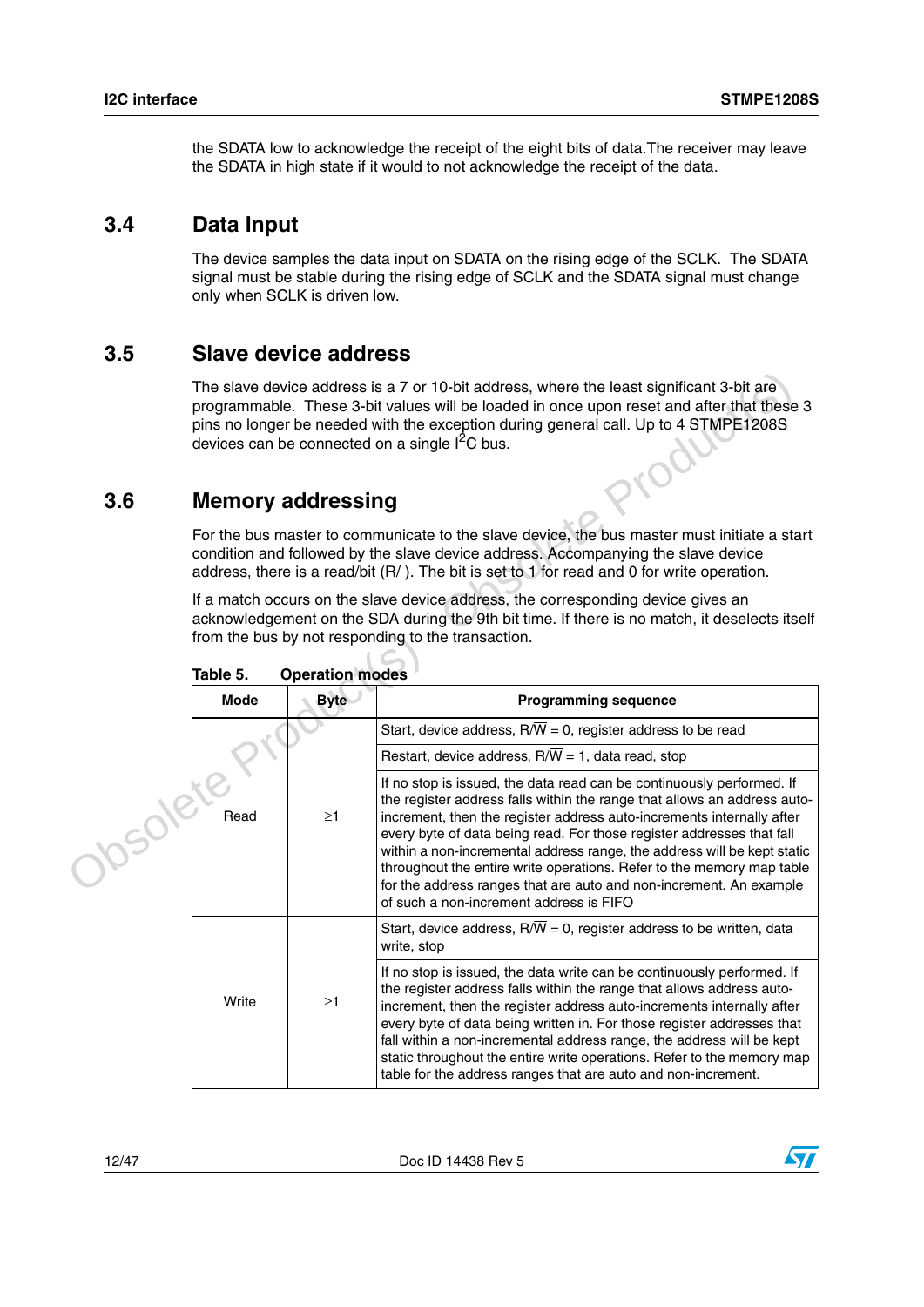the SDATA low to acknowledge the receipt of the eight bits of data.The receiver may leave the SDATA in high state if it would to not acknowledge the receipt of the data.

## 3.4 Data Input

The device samples the data input on SDATA on the rising edge of the SCLK. The SDATA signal must be stable during the rising edge of SCLK and the SDATA signal must change only when SCLK is driven low.

## 3.5 Slave device address

The slave device address is a 7 or 10-bit address, where the least significant 3-bit are programmable. These 3-bit values will be loaded in once upon reset and after that these 3 pins no longer be needed with the exception during general call. Up to 4 STMPE1208S devices can be connected on a single I$^2$C bus.

## 3.6 Memory addressing

For the bus master to communicate to the slave device, the bus master must initiate a start condition and followed by the slave device address. Accompanying the slave device address, there is a read/bit (R/ ). The bit is set to 1 for read and 0 for write operation.

If a match occurs on the slave device address, the corresponding device gives an acknowledgement on the SDA during the 9th bit time. If there is no match, it deselects itself from the bus by not responding to the transaction.

**Table 5. Operation modes**

| Mode | Byte | Programming sequence |
|---|---|---|
| Read | ≥1 | Start, device address, R/$\overline{W}$ = 0, register address to be read |
| | | Restart, device address, R/$\overline{W}$ = 1, data read, stop |
| | | If no stop is issued, the data read can be continuously performed. If the register address falls within the range that allows an address auto-increment, then the register address auto-increments internally after every byte of data being read. For those register addresses that fall within a non-incremental address range, the address will be kept static throughout the entire write operations. Refer to the memory map table for the address ranges that are auto and non-increment. An example of such a non-increment address is FIFO |
| Write | ≥1 | Start, device address, R/$\overline{W}$ = 0, register address to be written, data write, stop |
| | | If no stop is issued, the data write can be continuously performed. If the register address falls within the range that allows address auto-increment, then the register address auto-increments internally after every byte of data being written in. For those register addresses that fall within a non-incremental address range, the address will be kept static throughout the entire write operations. Refer to the memory map table for the address ranges that are auto and non-increment. |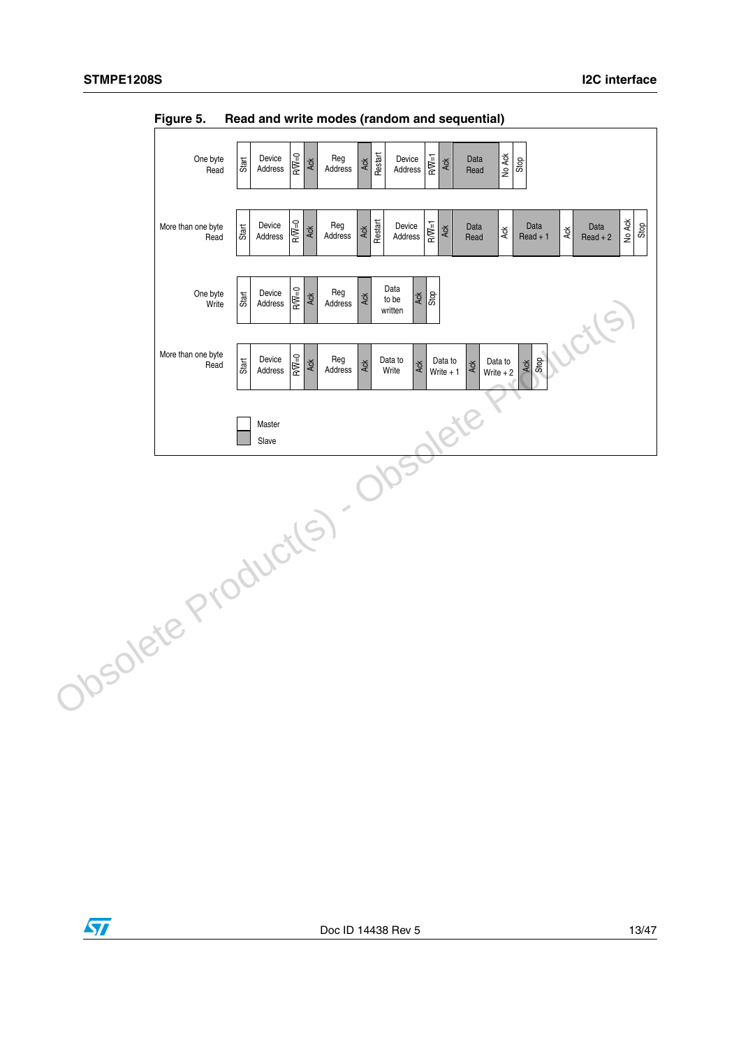**Figure 5. Read and write modes (random and sequential)**

| Mode | Sequence |
| --- | --- |
| One byte Read | Start, Device Address, R/W=0, Ack, Reg Address, Ack, Restart, Device Address, R/W=1, Ack, Data Read, No Ack, Stop |
| More than one byte Read | Start, Device Address, R/W=0, Ack, Reg Address, Ack, Restart, Device Address, R/W=1, Ack, Data Read, Ack, Data Read + 1, Ack, Data Read + 2, No Ack, Stop |
| One byte Write | Start, Device Address, R/W=0, Ack, Reg Address, Ack, Data to be written, Ack, Stop |
| More than one byte Read | Start, Device Address, R/W=0, Ack, Reg Address, Ack, Data to Write, Ack, Data to Write + 1, Ack, Data to Write + 2, Ack, Stop |

Legend: Master (white); Slave (grey)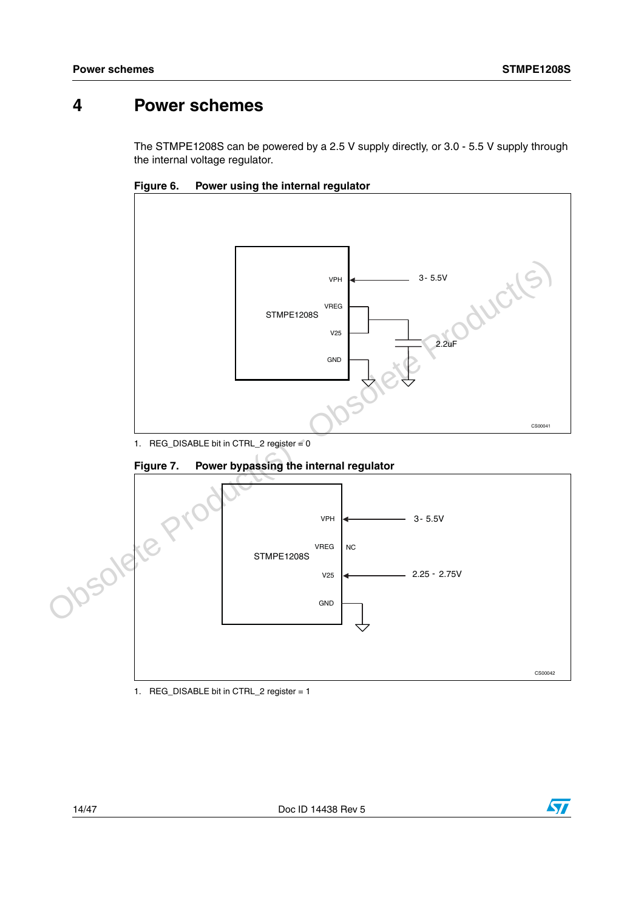# 4 Power schemes

The STMPE1208S can be powered by a 2.5 V supply directly, or 3.0 - 5.5 V supply through the internal voltage regulator.

**Figure 6. Power using the internal regulator**

1. REG_DISABLE bit in CTRL_2 register = 0

**Figure 7. Power bypassing the internal regulator**

1. REG_DISABLE bit in CTRL_2 register = 1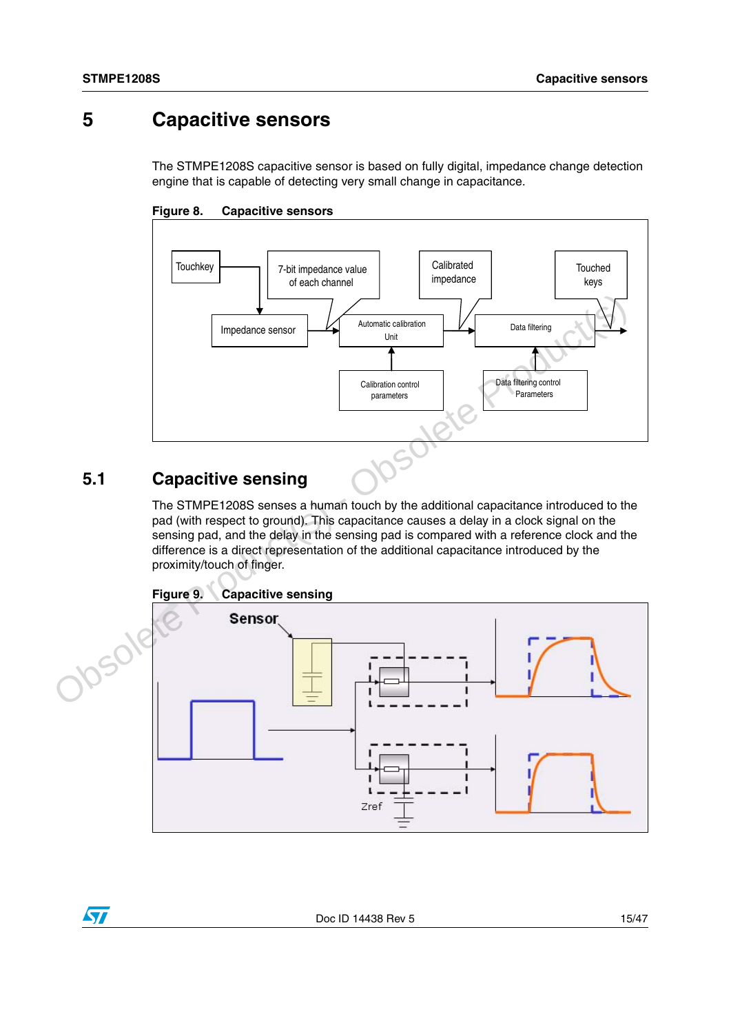# 5 Capacitive sensors

The STMPE1208S capacitive sensor is based on fully digital, impedance change detection engine that is capable of detecting very small change in capacitance.

**Figure 8. Capacitive sensors**

## 5.1 Capacitive sensing

The STMPE1208S senses a human touch by the additional capacitance introduced to the pad (with respect to ground). This capacitance causes a delay in a clock signal on the sensing pad, and the delay in the sensing pad is compared with a reference clock and the difference is a direct representation of the additional capacitance introduced by the proximity/touch of finger.

**Figure 9. Capacitive sensing**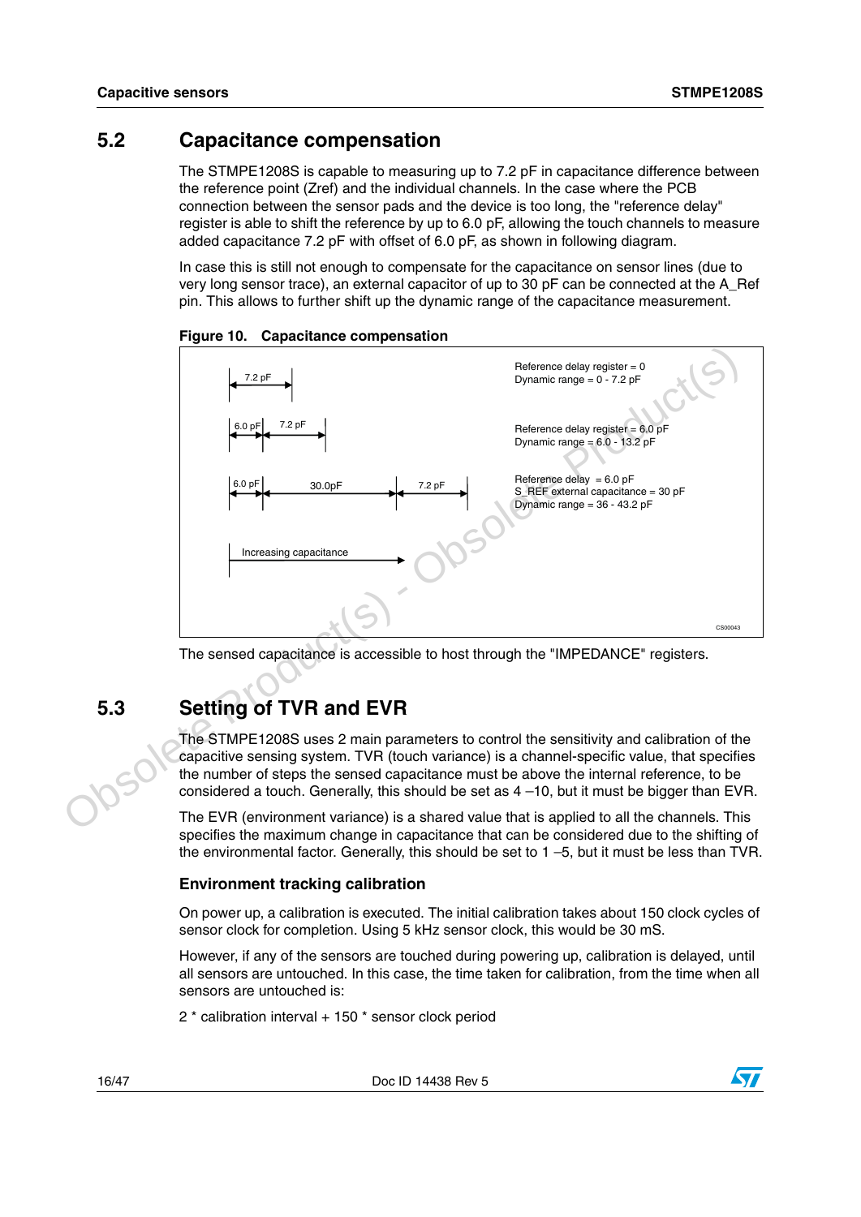## 5.2 Capacitance compensation

The STMPE1208S is capable to measuring up to 7.2 pF in capacitance difference between the reference point (Zref) and the individual channels. In the case where the PCB connection between the sensor pads and the device is too long, the "reference delay" register is able to shift the reference by up to 6.0 pF, allowing the touch channels to measure added capacitance 7.2 pF with offset of 6.0 pF, as shown in following diagram.

In case this is still not enough to compensate for the capacitance on sensor lines (due to very long sensor trace), an external capacitor of up to 30 pF can be connected at the A_Ref pin. This allows to further shift up the dynamic range of the capacitance measurement.

**Figure 10. Capacitance compensation**

| Diagram | Settings |
|---|---|
| 7.2 pF | Reference delay register = 0<br>Dynamic range = 0 - 7.2 pF |
| 6.0 pF, 7.2 pF | Reference delay register = 6.0 pF<br>Dynamic range = 6.0 - 13.2 pF |
| 6.0 pF, 30.0pF, 7.2 pF | Reference delay = 6.0 pF<br>S_REF external capacitance = 30 pF<br>Dynamic range = 36 - 43.2 pF |
| Increasing capacitance → | |

The sensed capacitance is accessible to host through the "IMPEDANCE" registers.

## 5.3 Setting of TVR and EVR

The STMPE1208S uses 2 main parameters to control the sensitivity and calibration of the capacitive sensing system. TVR (touch variance) is a channel-specific value, that specifies the number of steps the sensed capacitance must be above the internal reference, to be considered a touch. Generally, this should be set as 4 –10, but it must be bigger than EVR.

The EVR (environment variance) is a shared value that is applied to all the channels. This specifies the maximum change in capacitance that can be considered due to the shifting of the environmental factor. Generally, this should be set to 1 –5, but it must be less than TVR.

### Environment tracking calibration

On power up, a calibration is executed. The initial calibration takes about 150 clock cycles of sensor clock for completion. Using 5 kHz sensor clock, this would be 30 mS.

However, if any of the sensors are touched during powering up, calibration is delayed, until all sensors are untouched. In this case, the time taken for calibration, from the time when all sensors are untouched is:

2 * calibration interval + 150 * sensor clock period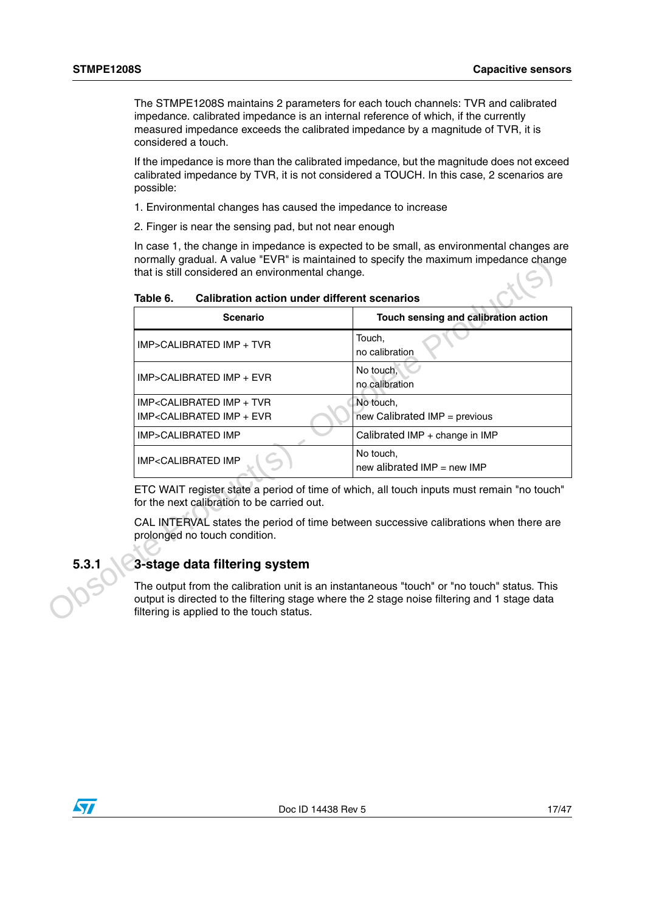The STMPE1208S maintains 2 parameters for each touch channels: TVR and calibrated impedance. calibrated impedance is an internal reference of which, if the currently measured impedance exceeds the calibrated impedance by a magnitude of TVR, it is considered a touch.

If the impedance is more than the calibrated impedance, but the magnitude does not exceed calibrated impedance by TVR, it is not considered a TOUCH. In this case, 2 scenarios are possible:

1. Environmental changes has caused the impedance to increase
2. Finger is near the sensing pad, but not near enough

In case 1, the change in impedance is expected to be small, as environmental changes are normally gradual. A value "EVR" is maintained to specify the maximum impedance change that is still considered an environmental change.

**Table 6. Calibration action under different scenarios**

| Scenario | Touch sensing and calibration action |
|---|---|
| IMP>CALIBRATED IMP + TVR | Touch,<br>no calibration |
| IMP>CALIBRATED IMP + EVR | No touch,<br>no calibration |
| IMP<CALIBRATED IMP + TVR<br>IMP<CALIBRATED IMP + EVR | No touch,<br>new Calibrated IMP = previous |
| IMP>CALIBRATED IMP | Calibrated IMP + change in IMP |
| IMP<CALIBRATED IMP | No touch,<br>new alibrated IMP = new IMP |

ETC WAIT register state a period of time of which, all touch inputs must remain "no touch" for the next calibration to be carried out.

CAL INTERVAL states the period of time between successive calibrations when there are prolonged no touch condition.

### 5.3.1 3-stage data filtering system

The output from the calibration unit is an instantaneous "touch" or "no touch" status. This output is directed to the filtering stage where the 2 stage noise filtering and 1 stage data filtering is applied to the touch status.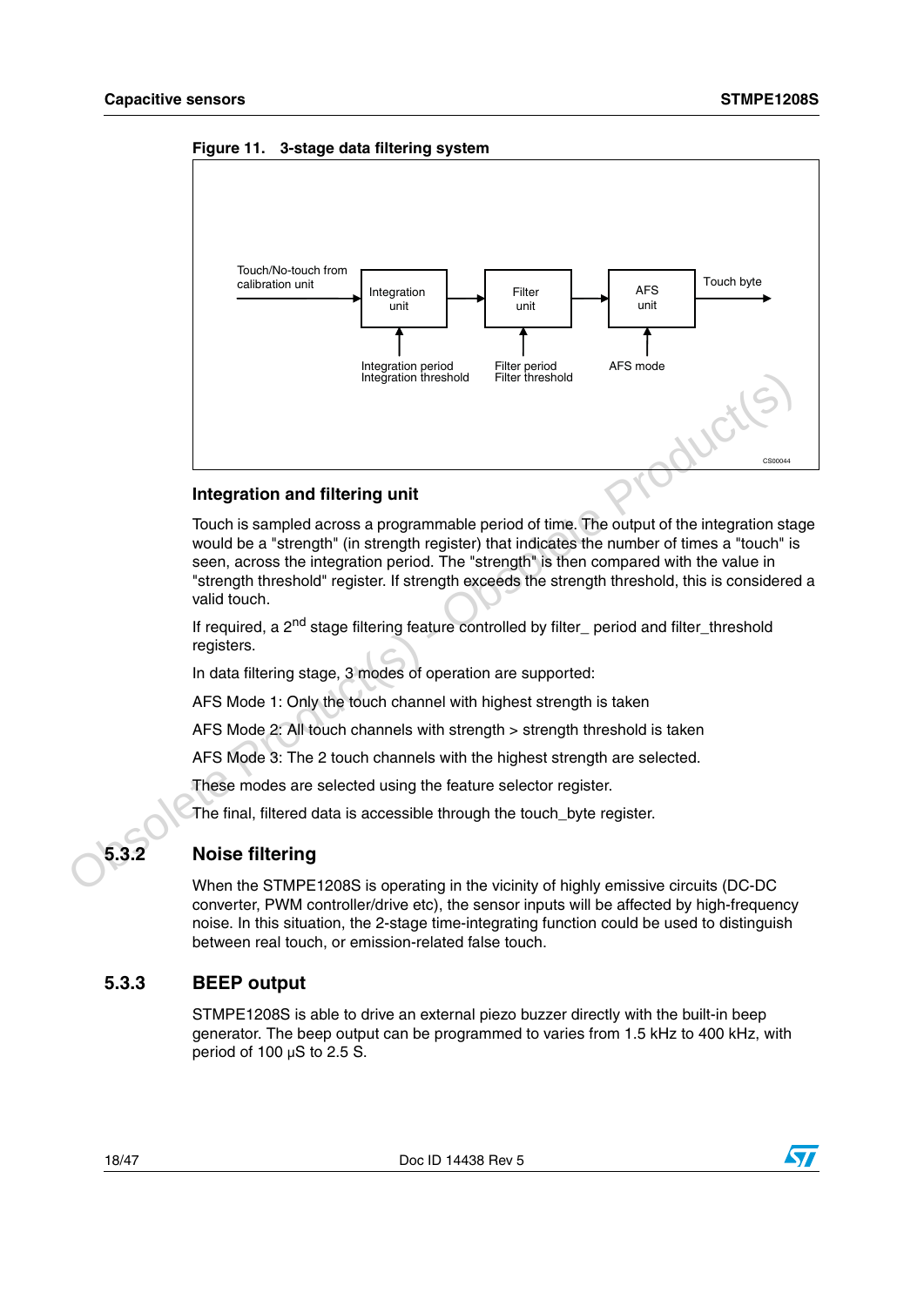**Figure 11. 3-stage data filtering system**

Touch/No-touch from calibration unit → Integration unit → Filter unit → AFS unit → Touch byte

Integration period, Integration threshold → Integration unit

Filter period, Filter threshold → Filter unit

AFS mode → AFS unit

### Integration and filtering unit

Touch is sampled across a programmable period of time. The output of the integration stage would be a "strength" (in strength register) that indicates the number of times a "touch" is seen, across the integration period. The "strength" is then compared with the value in "strength threshold" register. If strength exceeds the strength threshold, this is considered a valid touch.

If required, a 2nd stage filtering feature controlled by filter_ period and filter_threshold registers.

In data filtering stage, 3 modes of operation are supported:

AFS Mode 1: Only the touch channel with highest strength is taken

AFS Mode 2: All touch channels with strength > strength threshold is taken

AFS Mode 3: The 2 touch channels with the highest strength are selected.

These modes are selected using the feature selector register.

The final, filtered data is accessible through the touch_byte register.

## 5.3.2 Noise filtering

When the STMPE1208S is operating in the vicinity of highly emissive circuits (DC-DC converter, PWM controller/drive etc), the sensor inputs will be affected by high-frequency noise. In this situation, the 2-stage time-integrating function could be used to distinguish between real touch, or emission-related false touch.

## 5.3.3 BEEP output

STMPE1208S is able to drive an external piezo buzzer directly with the built-in beep generator. The beep output can be programmed to varies from 1.5 kHz to 400 kHz, with period of 100 µS to 2.5 S.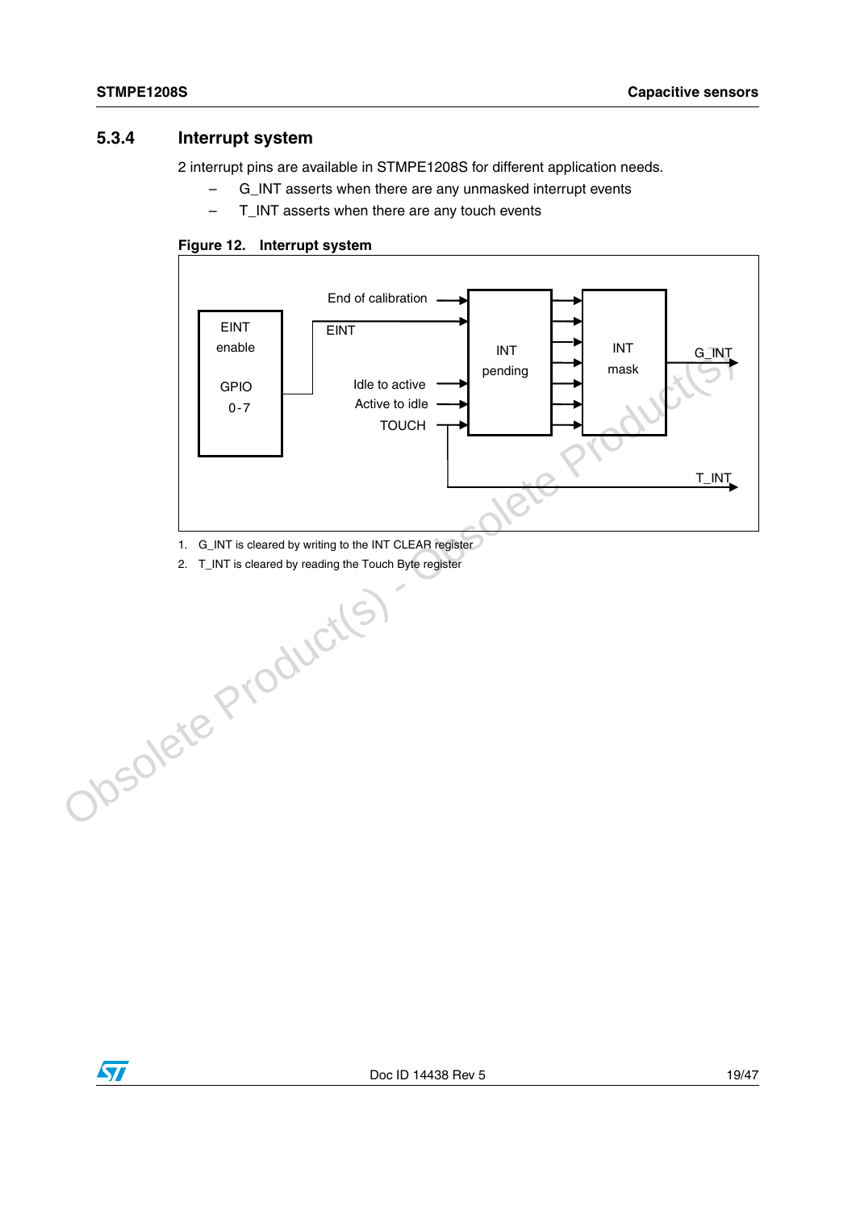### 5.3.4 Interrupt system

2 interrupt pins are available in STMPE1208S for different application needs.

- G_INT asserts when there are any unmasked interrupt events
- T_INT asserts when there are any touch events

**Figure 12. Interrupt system**

1. G_INT is cleared by writing to the INT CLEAR register
2. T_INT is cleared by reading the Touch Byte register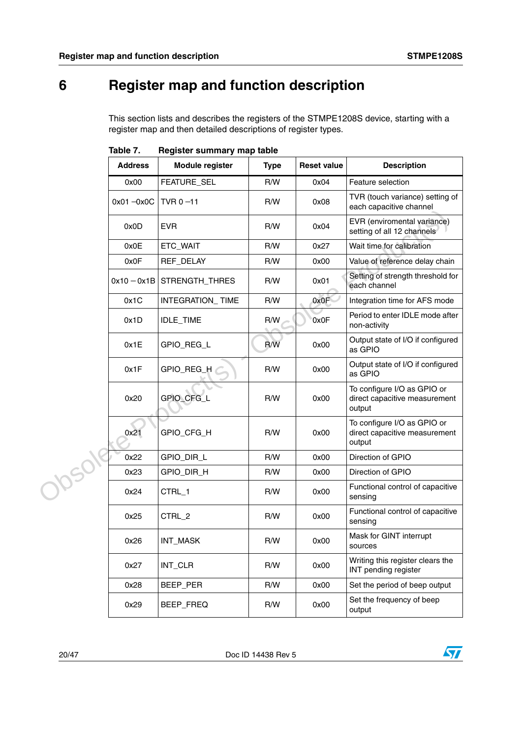# 6 Register map and function description

This section lists and describes the registers of the STMPE1208S device, starting with a register map and then detailed descriptions of register types.

**Table 7. Register summary map table**

| Address | Module register | Type | Reset value | Description |
|---|---|---|---|---|
| 0x00 | FEATURE_SEL | R/W | 0x04 | Feature selection |
| 0x01 –0x0C | TVR 0 –11 | R/W | 0x08 | TVR (touch variance) setting of each capacitive channel |
| 0x0D | EVR | R/W | 0x04 | EVR (enviromental variance) setting of all 12 channels |
| 0x0E | ETC_WAIT | R/W | 0x27 | Wait time for calibration |
| 0x0F | REF_DELAY | R/W | 0x00 | Value of reference delay chain |
| 0x10 – 0x1B | STRENGTH_THRES | R/W | 0x01 | Setting of strength threshold for each channel |
| 0x1C | INTEGRATION_ TIME | R/W | 0x0F | Integration time for AFS mode |
| 0x1D | IDLE_TIME | R/W | 0x0F | Period to enter IDLE mode after non-activity |
| 0x1E | GPIO_REG_L | R/W | 0x00 | Output state of I/O if configured as GPIO |
| 0x1F | GPIO_REG_H | R/W | 0x00 | Output state of I/O if configured as GPIO |
| 0x20 | GPIO_CFG_L | R/W | 0x00 | To configure I/O as GPIO or direct capacitive measurement output |
| 0x21 | GPIO_CFG_H | R/W | 0x00 | To configure I/O as GPIO or direct capacitive measurement output |
| 0x22 | GPIO_DIR_L | R/W | 0x00 | Direction of GPIO |
| 0x23 | GPIO_DIR_H | R/W | 0x00 | Direction of GPIO |
| 0x24 | CTRL_1 | R/W | 0x00 | Functional control of capacitive sensing |
| 0x25 | CTRL_2 | R/W | 0x00 | Functional control of capacitive sensing |
| 0x26 | INT_MASK | R/W | 0x00 | Mask for GINT interrupt sources |
| 0x27 | INT_CLR | R/W | 0x00 | Writing this register clears the INT pending register |
| 0x28 | BEEP_PER | R/W | 0x00 | Set the period of beep output |
| 0x29 | BEEP_FREQ | R/W | 0x00 | Set the frequency of beep output |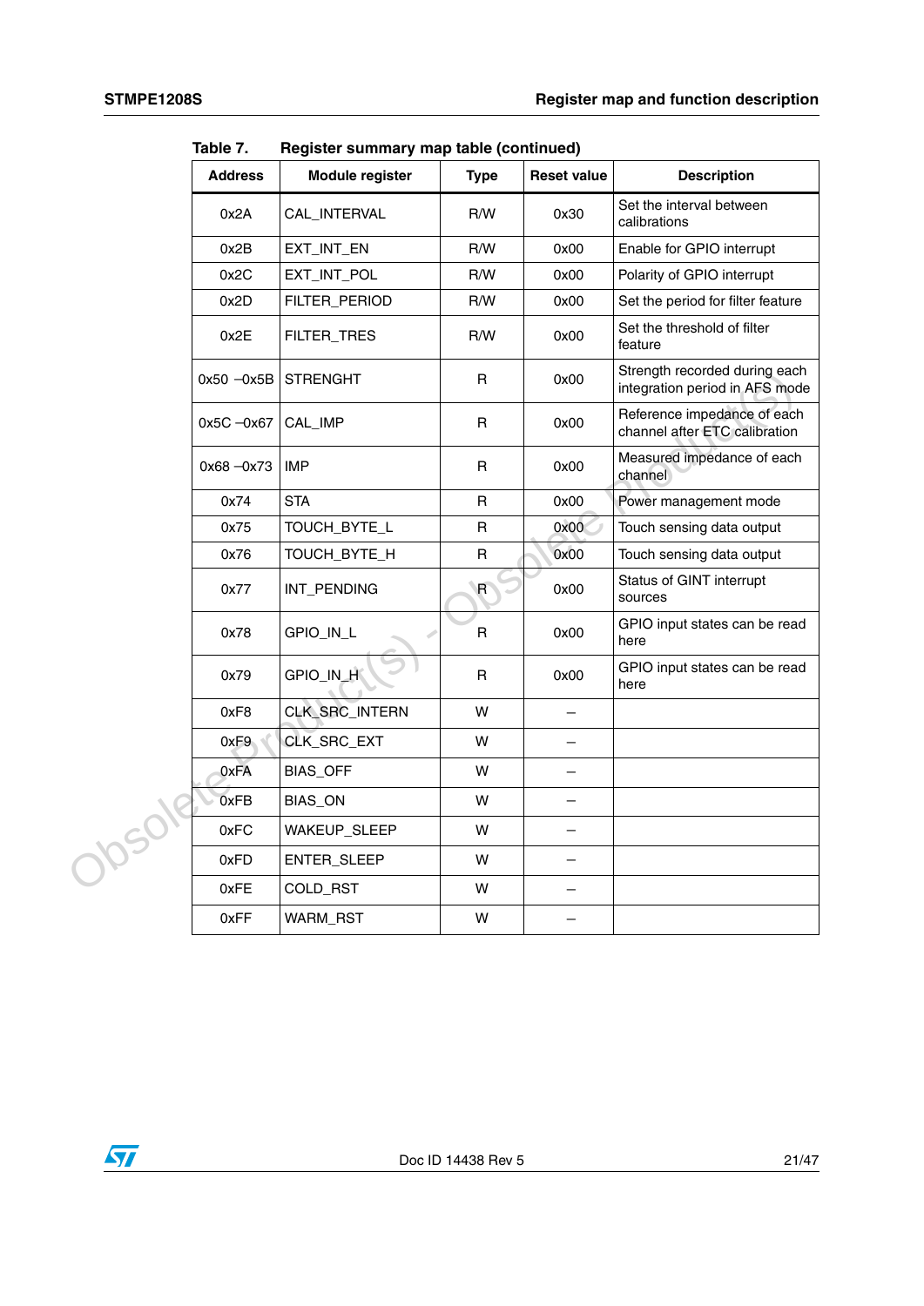Table 7. Register summary map table (continued)

| Address | Module register | Type | Reset value | Description |
|---|---|---|---|---|
| 0x2A | CAL_INTERVAL | R/W | 0x30 | Set the interval between calibrations |
| 0x2B | EXT_INT_EN | R/W | 0x00 | Enable for GPIO interrupt |
| 0x2C | EXT_INT_POL | R/W | 0x00 | Polarity of GPIO interrupt |
| 0x2D | FILTER_PERIOD | R/W | 0x00 | Set the period for filter feature |
| 0x2E | FILTER_TRES | R/W | 0x00 | Set the threshold of filter feature |
| 0x50 –0x5B | STRENGHT | R | 0x00 | Strength recorded during each integration period in AFS mode |
| 0x5C –0x67 | CAL_IMP | R | 0x00 | Reference impedance of each channel after ETC calibration |
| 0x68 –0x73 | IMP | R | 0x00 | Measured impedance of each channel |
| 0x74 | STA | R | 0x00 | Power management mode |
| 0x75 | TOUCH_BYTE_L | R | 0x00 | Touch sensing data output |
| 0x76 | TOUCH_BYTE_H | R | 0x00 | Touch sensing data output |
| 0x77 | INT_PENDING | R | 0x00 | Status of GINT interrupt sources |
| 0x78 | GPIO_IN_L | R | 0x00 | GPIO input states can be read here |
| 0x79 | GPIO_IN_H | R | 0x00 | GPIO input states can be read here |
| 0xF8 | CLK_SRC_INTERN | W | – | |
| 0xF9 | CLK_SRC_EXT | W | – | |
| 0xFA | BIAS_OFF | W | – | |
| 0xFB | BIAS_ON | W | – | |
| 0xFC | WAKEUP_SLEEP | W | – | |
| 0xFD | ENTER_SLEEP | W | – | |
| 0xFE | COLD_RST | W | – | |
| 0xFF | WARM_RST | W | – | |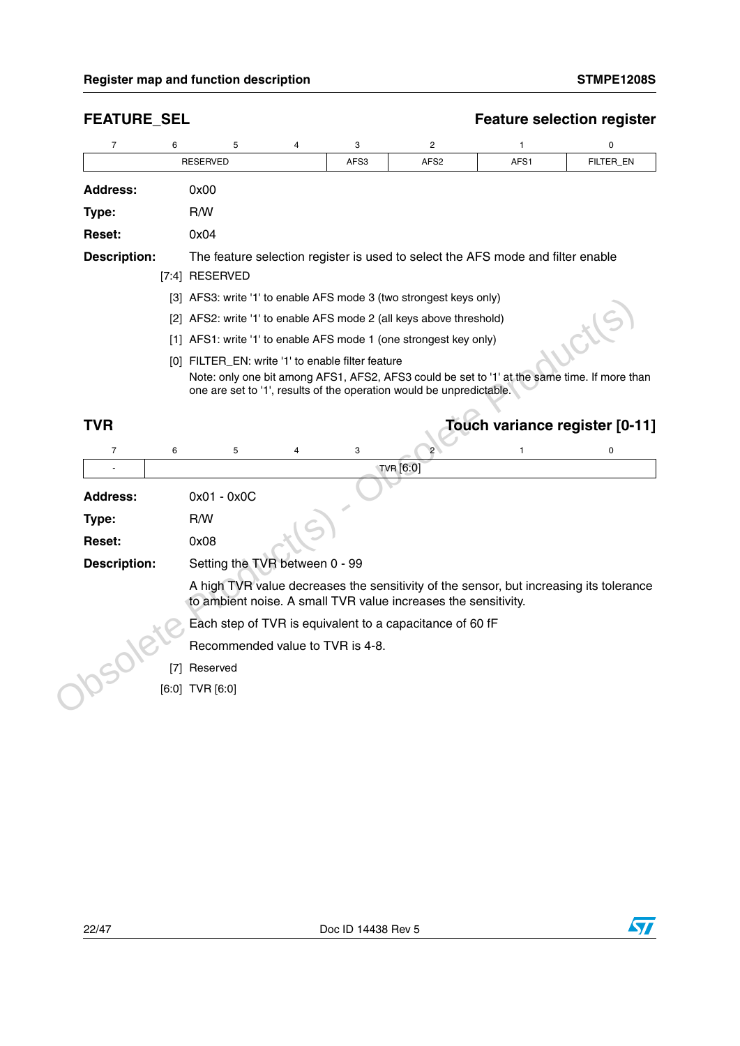## FEATURE_SEL — Feature selection register

| 7 | 6 | 5 | 4 | 3 | 2 | 1 | 0 |
|---|---|---|---|---|---|---|---|
| RESERVED | | | | AFS3 | AFS2 | AFS1 | FILTER_EN |

**Address:** 0x00

**Type:** R/W

**Reset:** 0x04

**Description:** The feature selection register is used to select the AFS mode and filter enable

[7:4] RESERVED

[3] AFS3: write '1' to enable AFS mode 3 (two strongest keys only)

[2] AFS2: write '1' to enable AFS mode 2 (all keys above threshold)

[1] AFS1: write '1' to enable AFS mode 1 (one strongest key only)

[0] FILTER_EN: write '1' to enable filter feature
Note: only one bit among AFS1, AFS2, AFS3 could be set to '1' at the same time. If more than one are set to '1', results of the operation would be unpredictable.

## TVR — Touch variance register [0-11]

| 7 | 6 | 5 | 4 | 3 | 2 | 1 | 0 |
|---|---|---|---|---|---|---|---|
| - | TVR [6:0] | | | | | | |

**Address:** 0x01 - 0x0C

**Type:** R/W

**Reset:** 0x08

**Description:** Setting the TVR between 0 - 99

A high TVR value decreases the sensitivity of the sensor, but increasing its tolerance to ambient noise. A small TVR value increases the sensitivity.

Each step of TVR is equivalent to a capacitance of 60 fF

Recommended value to TVR is 4-8.

[7] Reserved

[6:0] TVR [6:0]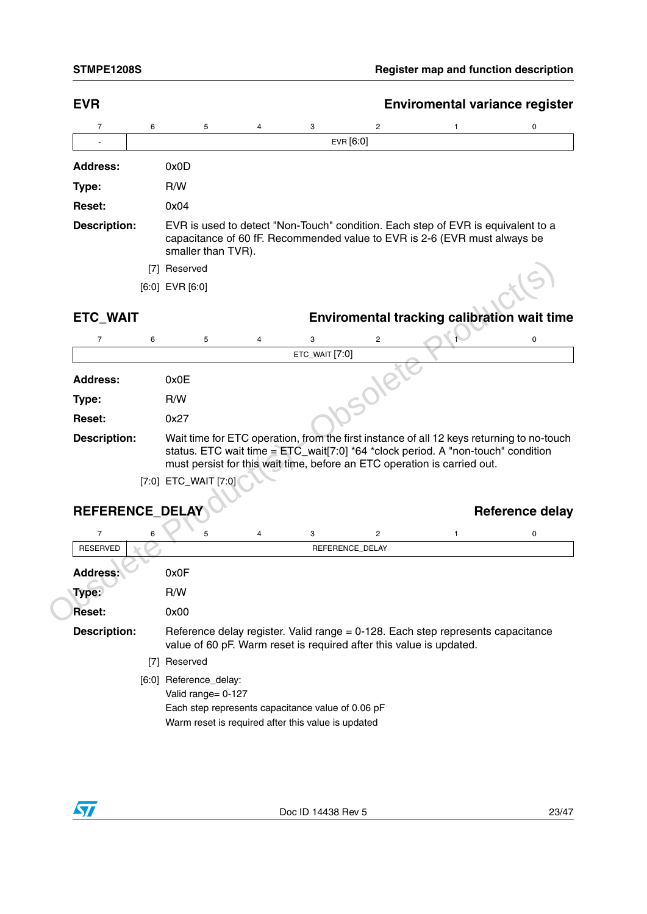## EVR — Enviromental variance register

| 7 | 6 | 5 | 4 | 3 | 2 | 1 | 0 |
|---|---|---|---|---|---|---|---|
| - | EVR [6:0] | | | | | | |

**Address:** 0x0D

**Type:** R/W

**Reset:** 0x04

**Description:** EVR is used to detect "Non-Touch" condition. Each step of EVR is equivalent to a capacitance of 60 fF. Recommended value to EVR is 2-6 (EVR must always be smaller than TVR).

[7] Reserved

[6:0] EVR [6:0]

## ETC_WAIT — Enviromental tracking calibration wait time

| 7 | 6 | 5 | 4 | 3 | 2 | 1 | 0 |
|---|---|---|---|---|---|---|---|
| ETC_WAIT [7:0] | | | | | | | |

**Address:** 0x0E

**Type:** R/W

**Reset:** 0x27

**Description:** Wait time for ETC operation, from the first instance of all 12 keys returning to no-touch status. ETC wait time = ETC_wait[7:0] *64 *clock period. A "non-touch" condition must persist for this wait time, before an ETC operation is carried out.

[7:0] ETC_WAIT [7:0]

## REFERENCE_DELAY — Reference delay

| 7 | 6 | 5 | 4 | 3 | 2 | 1 | 0 |
|---|---|---|---|---|---|---|---|
| RESERVED | REFERENCE_DELAY | | | | | | |

**Address:** 0x0F

**Type:** R/W

**Reset:** 0x00

**Description:** Reference delay register. Valid range = 0-128. Each step represents capacitance value of 60 pF. Warm reset is required after this value is updated.

[7] Reserved

[6:0] Reference_delay:
Valid range= 0-127
Each step represents capacitance value of 0.06 pF
Warm reset is required after this value is updated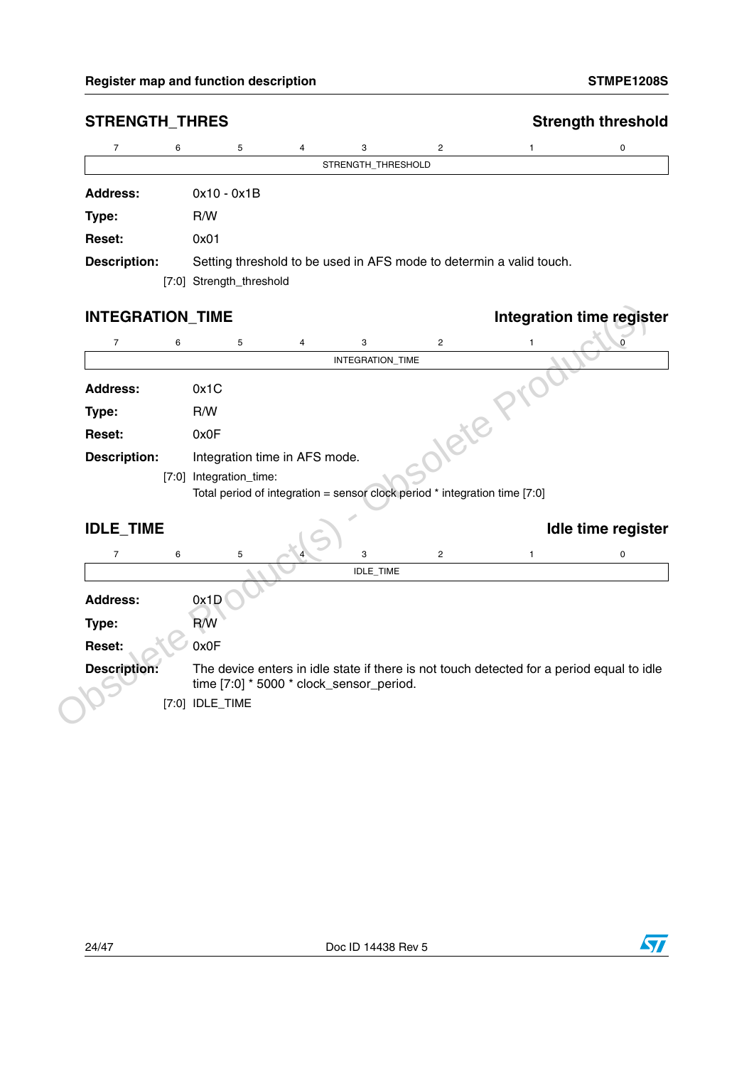## STRENGTH_THRES — Strength threshold

| 7 | 6 | 5 | 4 | 3 | 2 | 1 | 0 |
|---|---|---|---|---|---|---|---|
| STRENGTH_THRESHOLD | | | | | | | |

**Address:** 0x10 - 0x1B

**Type:** R/W

**Reset:** 0x01

**Description:** Setting threshold to be used in AFS mode to determin a valid touch.

[7:0] Strength_threshold

## INTEGRATION_TIME — Integration time register

| 7 | 6 | 5 | 4 | 3 | 2 | 1 | 0 |
|---|---|---|---|---|---|---|---|
| INTEGRATION_TIME | | | | | | | |

**Address:** 0x1C

**Type:** R/W

**Reset:** 0x0F

**Description:** Integration time in AFS mode.

[7:0] Integration_time:
Total period of integration = sensor clock period * integration time [7:0]

## IDLE_TIME — Idle time register

| 7 | 6 | 5 | 4 | 3 | 2 | 1 | 0 |
|---|---|---|---|---|---|---|---|
| IDLE_TIME | | | | | | | |

**Address:** 0x1D

**Type:** R/W

**Reset:** 0x0F

**Description:** The device enters in idle state if there is not touch detected for a period equal to idle time [7:0] * 5000 * clock_sensor_period.

[7:0] IDLE_TIME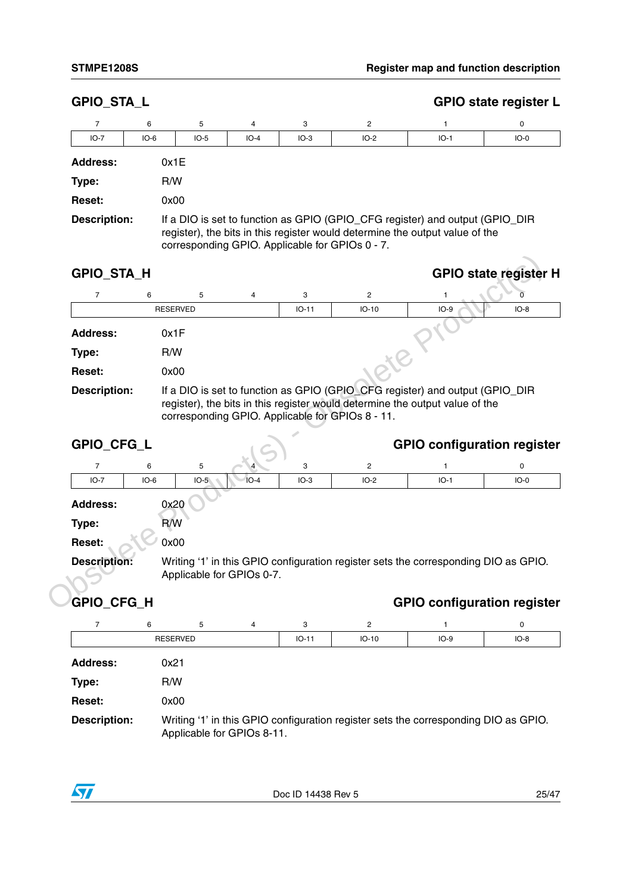## GPIO_STA_L — GPIO state register L

| 7 | 6 | 5 | 4 | 3 | 2 | 1 | 0 |
|---|---|---|---|---|---|---|---|
| IO-7 | IO-6 | IO-5 | IO-4 | IO-3 | IO-2 | IO-1 | IO-0 |

**Address:** 0x1E

**Type:** R/W

**Reset:** 0x00

**Description:** If a DIO is set to function as GPIO (GPIO_CFG register) and output (GPIO_DIR register), the bits in this register would determine the output value of the corresponding GPIO. Applicable for GPIOs 0 - 7.

## GPIO_STA_H — GPIO state register H

| 7 | 6 | 5 | 4 | 3 | 2 | 1 | 0 |
|---|---|---|---|---|---|---|---|
| RESERVED | | | | IO-11 | IO-10 | IO-9 | IO-8 |

**Address:** 0x1F

**Type:** R/W

**Reset:** 0x00

**Description:** If a DIO is set to function as GPIO (GPIO_CFG register) and output (GPIO_DIR register), the bits in this register would determine the output value of the corresponding GPIO. Applicable for GPIOs 8 - 11.

## GPIO_CFG_L — GPIO configuration register

| 7 | 6 | 5 | 4 | 3 | 2 | 1 | 0 |
|---|---|---|---|---|---|---|---|
| IO-7 | IO-6 | IO-5 | IO-4 | IO-3 | IO-2 | IO-1 | IO-0 |

**Address:** 0x20

**Type:** R/W

**Reset:** 0x00

**Description:** Writing '1' in this GPIO configuration register sets the corresponding DIO as GPIO. Applicable for GPIOs 0-7.

## GPIO_CFG_H — GPIO configuration register

| 7 | 6 | 5 | 4 | 3 | 2 | 1 | 0 |
|---|---|---|---|---|---|---|---|
| RESERVED | | | | IO-11 | IO-10 | IO-9 | IO-8 |

**Address:** 0x21

**Type:** R/W

**Reset:** 0x00

**Description:** Writing '1' in this GPIO configuration register sets the corresponding DIO as GPIO. Applicable for GPIOs 8-11.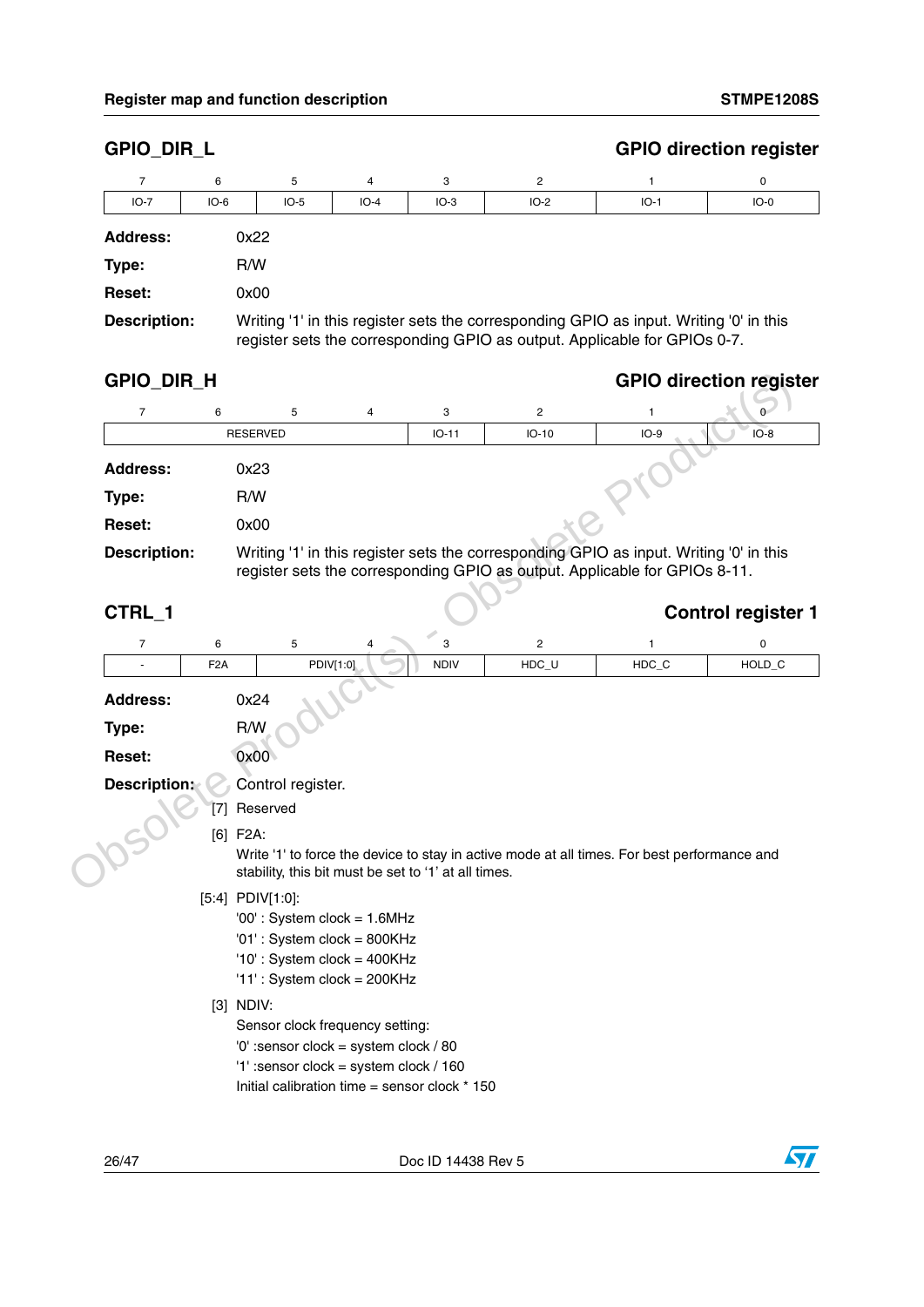## GPIO_DIR_L — GPIO direction register

| 7 | 6 | 5 | 4 | 3 | 2 | 1 | 0 |
|---|---|---|---|---|---|---|---|
| IO-7 | IO-6 | IO-5 | IO-4 | IO-3 | IO-2 | IO-1 | IO-0 |

**Address:** 0x22

**Type:** R/W

**Reset:** 0x00

**Description:** Writing '1' in this register sets the corresponding GPIO as input. Writing '0' in this register sets the corresponding GPIO as output. Applicable for GPIOs 0-7.

## GPIO_DIR_H — GPIO direction register

| 7 | 6 | 5 | 4 | 3 | 2 | 1 | 0 |
|---|---|---|---|---|---|---|---|
| RESERVED | | | | IO-11 | IO-10 | IO-9 | IO-8 |

**Address:** 0x23

**Type:** R/W

**Reset:** 0x00

**Description:** Writing '1' in this register sets the corresponding GPIO as input. Writing '0' in this register sets the corresponding GPIO as output. Applicable for GPIOs 8-11.

## CTRL_1 — Control register 1

| 7 | 6 | 5 | 4 | 3 | 2 | 1 | 0 |
|---|---|---|---|---|---|---|---|
| - | F2A | PDIV[1:0] | | NDIV | HDC_U | HDC_C | HOLD_C |

**Address:** 0x24

**Type:** R/W

**Reset:** 0x00

**Description:** Control register.

[7] Reserved

[6] F2A:
Write '1' to force the device to stay in active mode at all times. For best performance and stability, this bit must be set to '1' at all times.

[5:4] PDIV[1:0]:
'00' : System clock = 1.6MHz
'01' : System clock = 800KHz
'10' : System clock = 400KHz
'11' : System clock = 200KHz

[3] NDIV:
Sensor clock frequency setting:
'0' :sensor clock = system clock / 80
'1' :sensor clock = system clock / 160
Initial calibration time = sensor clock * 150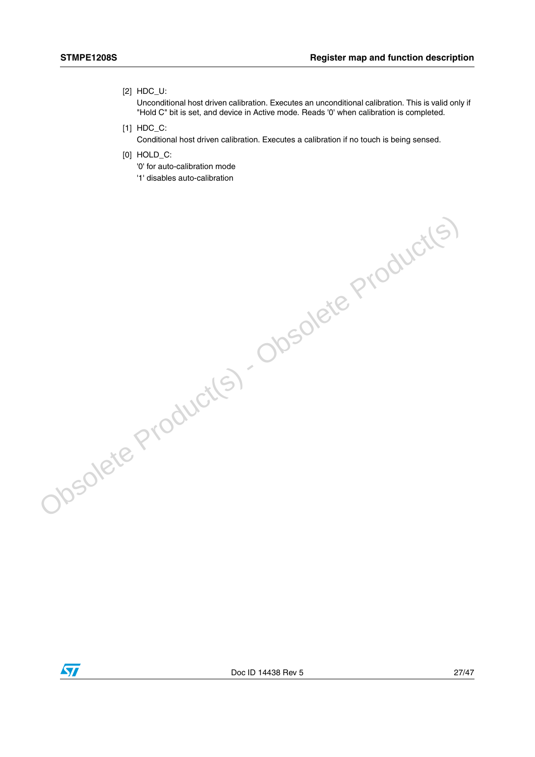[2] HDC_U:

Unconditional host driven calibration. Executes an unconditional calibration. This is valid only if "Hold C" bit is set, and device in Active mode. Reads '0' when calibration is completed.

[1] HDC_C:

Conditional host driven calibration. Executes a calibration if no touch is being sensed.

[0] HOLD_C:

'0' for auto-calibration mode

'1' disables auto-calibration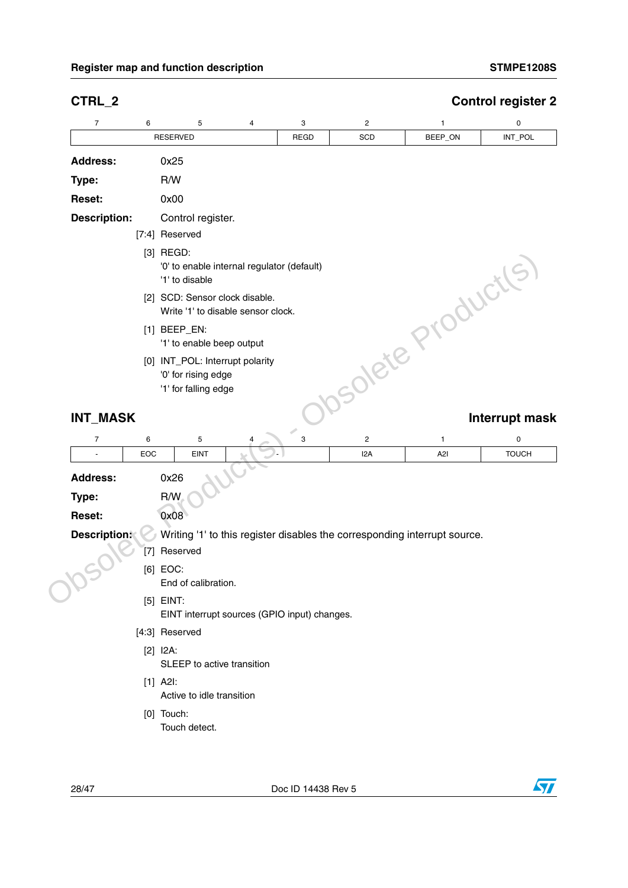## CTRL_2 — Control register 2

| 7 | 6 | 5 | 4 | 3 | 2 | 1 | 0 |
|---|---|---|---|---|---|---|---|
| RESERVED | | | | REGD | SCD | BEEP_ON | INT_POL |

**Address:** 0x25

**Type:** R/W

**Reset:** 0x00

**Description:** Control register.

[7:4] Reserved

[3] REGD:
'0' to enable internal regulator (default)
'1' to disable

[2] SCD: Sensor clock disable.
Write '1' to disable sensor clock.

[1] BEEP_EN:
'1' to enable beep output

[0] INT_POL: Interrupt polarity
'0' for rising edge
'1' for falling edge

## INT_MASK — Interrupt mask

| 7 | 6 | 5 | 4 | 3 | 2 | 1 | 0 |
|---|---|---|---|---|---|---|---|
| - | EOC | EINT | - | | I2A | A2I | TOUCH |

**Address:** 0x26

**Type:** R/W

**Reset:** 0x08

**Description:** Writing '1' to this register disables the corresponding interrupt source.

[7] Reserved

[6] EOC:
End of calibration.

[5] EINT:
EINT interrupt sources (GPIO input) changes.

[4:3] Reserved

[2] I2A:
SLEEP to active transition

[1] A2I:
Active to idle transition

[0] Touch:
Touch detect.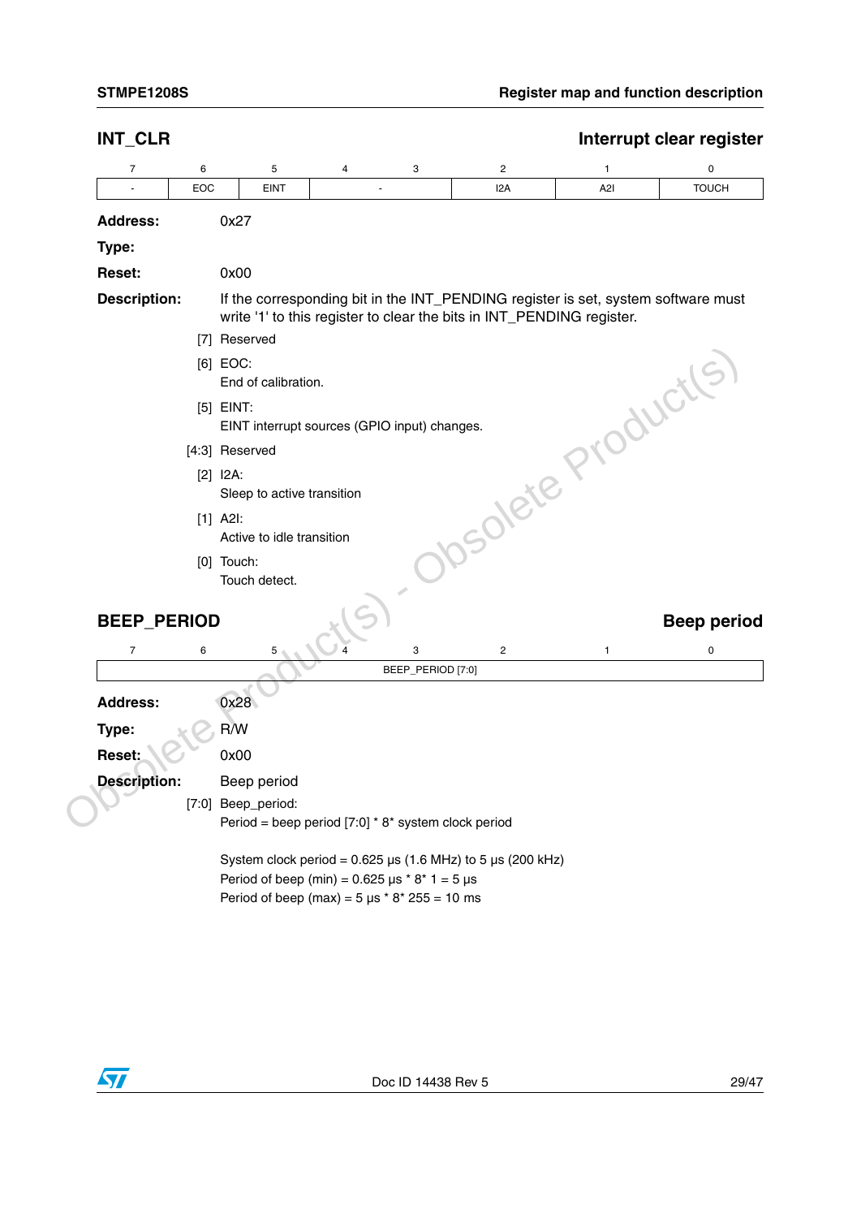## INT_CLR

**Interrupt clear register**

| 7 | 6 | 5 | 4 | 3 | 2 | 1 | 0 |
|---|---|---|---|---|---|---|---|
| - | EOC | EINT | - | | I2A | A2I | TOUCH |

**Address:** 0x27

**Type:**

**Reset:** 0x00

**Description:** If the corresponding bit in the INT_PENDING register is set, system software must write '1' to this register to clear the bits in INT_PENDING register.

[7] Reserved

[6] EOC:
End of calibration.

[5] EINT:
EINT interrupt sources (GPIO input) changes.

[4:3] Reserved

[2] I2A:
Sleep to active transition

[1] A2I:
Active to idle transition

[0] Touch:
Touch detect.

## BEEP_PERIOD

**Beep period**

| 7 | 6 | 5 | 4 | 3 | 2 | 1 | 0 |
|---|---|---|---|---|---|---|---|
| BEEP_PERIOD [7:0] | | | | | | | |

**Address:** 0x28

**Type:** R/W

**Reset:** 0x00

**Description:** Beep period

[7:0] Beep_period:
Period = beep period [7:0] * 8* system clock period

System clock period = 0.625 µs (1.6 MHz) to 5 µs (200 kHz)
Period of beep (min) = 0.625 µs * 8* 1 = 5 µs
Period of beep (max) = 5 µs * 8* 255 = 10 ms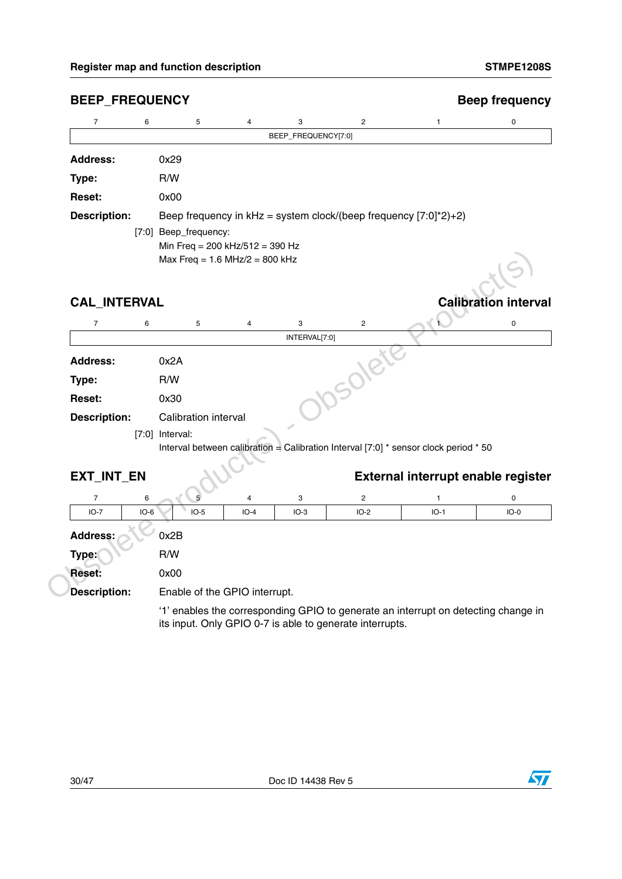## BEEP_FREQUENCY — Beep frequency

| 7 | 6 | 5 | 4 | 3 | 2 | 1 | 0 |
|---|---|---|---|---|---|---|---|
| BEEP_FREQUENCY[7:0] | | | | | | | |

**Address:** 0x29

**Type:** R/W

**Reset:** 0x00

**Description:** Beep frequency in kHz = system clock/(beep frequency [7:0]*2)+2)

[7:0] Beep_frequency:
Min Freq = 200 kHz/512 = 390 Hz
Max Freq = 1.6 MHz/2 = 800 kHz

## CAL_INTERVAL — Calibration interval

| 7 | 6 | 5 | 4 | 3 | 2 | 1 | 0 |
|---|---|---|---|---|---|---|---|
| INTERVAL[7:0] | | | | | | | |

**Address:** 0x2A

**Type:** R/W

**Reset:** 0x30

**Description:** Calibration interval

[7:0] Interval:
Interval between calibration = Calibration Interval [7:0] * sensor clock period * 50

## EXT_INT_EN — External interrupt enable register

| 7 | 6 | 5 | 4 | 3 | 2 | 1 | 0 |
|---|---|---|---|---|---|---|---|
| IO-7 | IO-6 | IO-5 | IO-4 | IO-3 | IO-2 | IO-1 | IO-0 |

**Address:** 0x2B

**Type:** R/W

**Reset:** 0x00

**Description:** Enable of the GPIO interrupt.

'1' enables the corresponding GPIO to generate an interrupt on detecting change in its input. Only GPIO 0-7 is able to generate interrupts.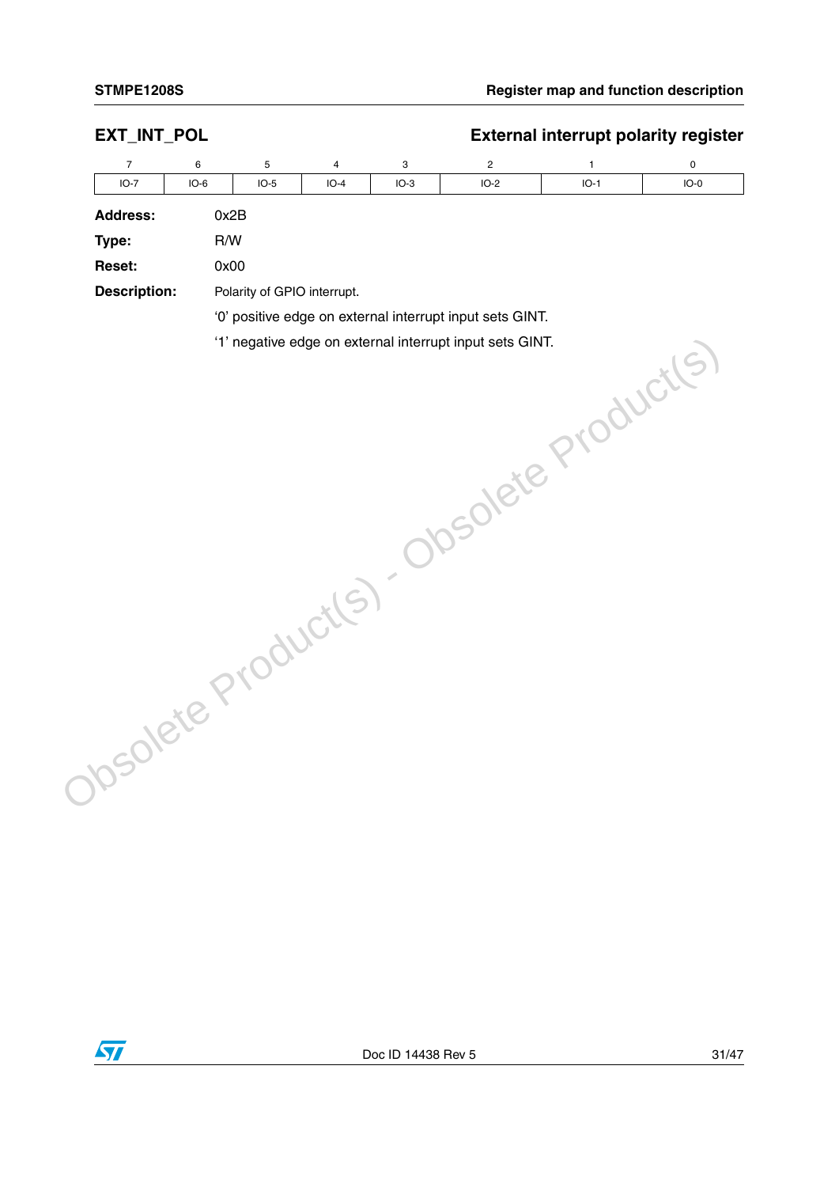## EXT_INT_POL — External interrupt polarity register

| 7 | 6 | 5 | 4 | 3 | 2 | 1 | 0 |
|---|---|---|---|---|---|---|---|
| IO-7 | IO-6 | IO-5 | IO-4 | IO-3 | IO-2 | IO-1 | IO-0 |

**Address:** 0x2B

**Type:** R/W

**Reset:** 0x00

**Description:** Polarity of GPIO interrupt.

‘0’ positive edge on external interrupt input sets GINT.

‘1’ negative edge on external interrupt input sets GINT.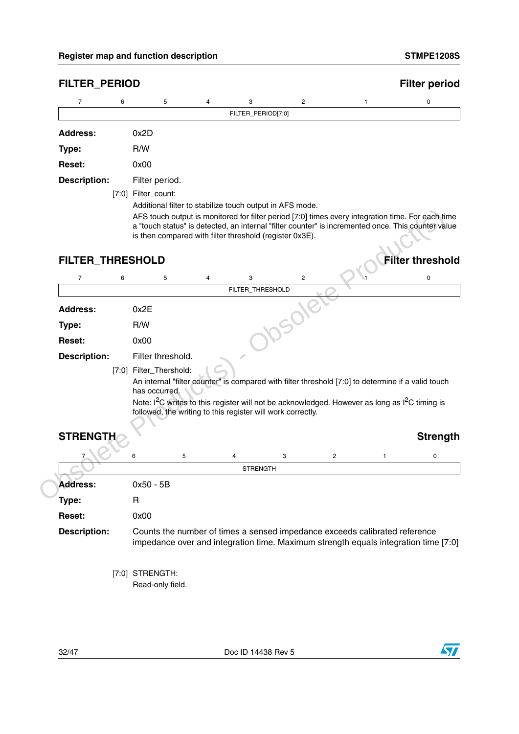## FILTER_PERIOD — Filter period

| 7 | 6 | 5 | 4 | 3 | 2 | 1 | 0 |
|---|---|---|---|---|---|---|---|
| FILTER_PERIOD[7:0] | | | | | | | |

**Address:** 0x2D

**Type:** R/W

**Reset:** 0x00

**Description:** Filter period.

[7:0] Filter_count:

Additional filter to stabilize touch output in AFS mode.

AFS touch output is monitored for filter period [7:0] times every integration time. For each time a "touch status" is detected, an internal "filter counter" is incremented once. This counter value is then compared with filter threshold (register 0x3E).

## FILTER_THRESHOLD — Filter threshold

| 7 | 6 | 5 | 4 | 3 | 2 | 1 | 0 |
|---|---|---|---|---|---|---|---|
| FILTER_THRESHOLD | | | | | | | |

**Address:** 0x2E

**Type:** R/W

**Reset:** 0x00

**Description:** Filter threshold.

[7:0] Filter_Thershold:

An internal "filter counter" is compared with filter threshold [7:0] to determine if a valid touch has occurred.

Note: $I^2C$ writes to this register will not be acknowledged. However as long as $I^2C$ timing is followed, the writing to this register will work correctly.

## STRENGTH — Strength

| 7 | 6 | 5 | 4 | 3 | 2 | 1 | 0 |
|---|---|---|---|---|---|---|---|
| STRENGTH | | | | | | | |

**Address:** 0x50 - 5B

**Type:** R

**Reset:** 0x00

**Description:** Counts the number of times a sensed impedance exceeds calibrated reference impedance over and integration time. Maximum strength equals integration time [7:0]

[7:0] STRENGTH:

Read-only field.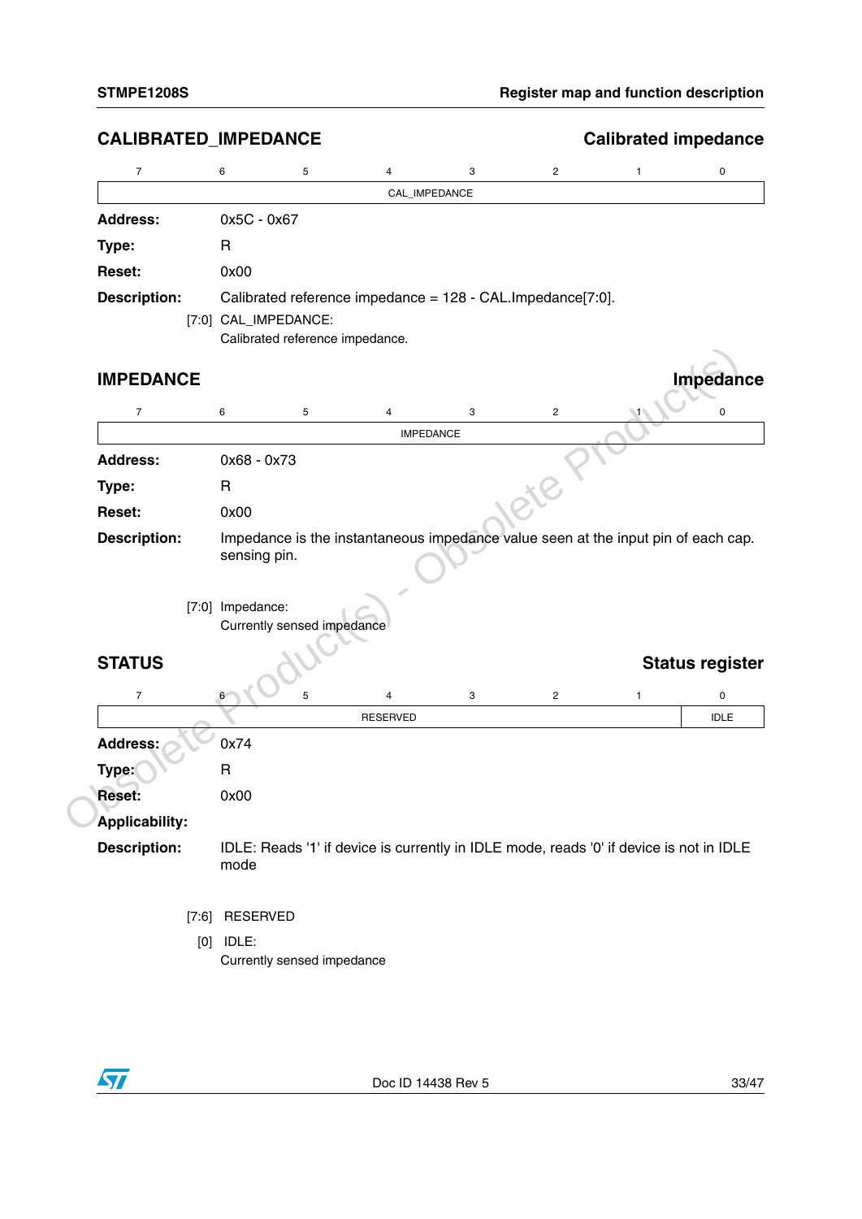## CALIBRATED_IMPEDANCE — Calibrated impedance

| 7 | 6 | 5 | 4 | 3 | 2 | 1 | 0 |
|---|---|---|---|---|---|---|---|
| CAL_IMPEDANCE | | | | | | | |

**Address:** 0x5C - 0x67

**Type:** R

**Reset:** 0x00

**Description:** Calibrated reference impedance = 128 - CAL.Impedance[7:0].

[7:0] CAL_IMPEDANCE:
Calibrated reference impedance.

## IMPEDANCE — Impedance

| 7 | 6 | 5 | 4 | 3 | 2 | 1 | 0 |
|---|---|---|---|---|---|---|---|
| IMPEDANCE | | | | | | | |

**Address:** 0x68 - 0x73

**Type:** R

**Reset:** 0x00

**Description:** Impedance is the instantaneous impedance value seen at the input pin of each cap. sensing pin.

[7:0] Impedance:
Currently sensed impedance

## STATUS — Status register

| 7 | 6 | 5 | 4 | 3 | 2 | 1 | 0 |
|---|---|---|---|---|---|---|---|
| RESERVED | | | | | | | IDLE |

**Address:** 0x74

**Type:** R

**Reset:** 0x00

**Applicability:**

**Description:** IDLE: Reads '1' if device is currently in IDLE mode, reads '0' if device is not in IDLE mode

[7:6] RESERVED

[0] IDLE:
Currently sensed impedance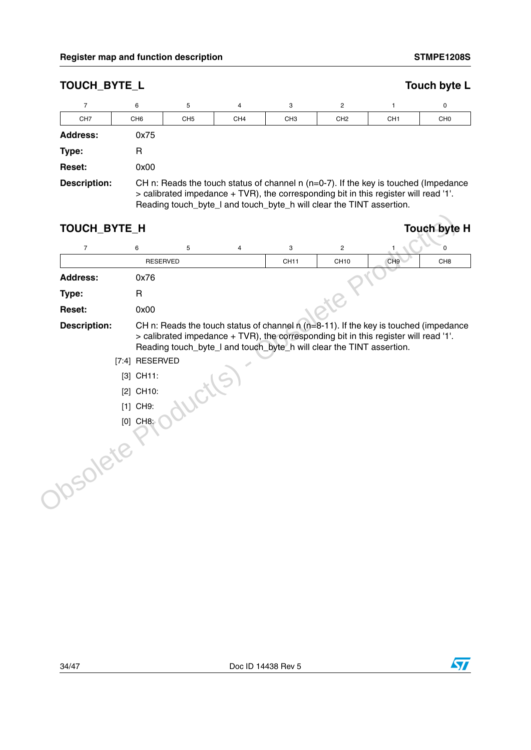## TOUCH_BYTE_L

**Touch byte L**

| 7 | 6 | 5 | 4 | 3 | 2 | 1 | 0 |
|---|---|---|---|---|---|---|---|
| CH7 | CH6 | CH5 | CH4 | CH3 | CH2 | CH1 | CH0 |

**Address:** 0x75

**Type:** R

**Reset:** 0x00

**Description:** CH n: Reads the touch status of channel n (n=0-7). If the key is touched (Impedance > calibrated impedance + TVR), the corresponding bit in this register will read '1'. Reading touch_byte_l and touch_byte_h will clear the TINT assertion.

## TOUCH_BYTE_H

**Touch byte H**

| 7 | 6 | 5 | 4 | 3 | 2 | 1 | 0 |
|---|---|---|---|---|---|---|---|
| RESERVED | | | | CH11 | CH10 | CH9 | CH8 |

**Address:** 0x76

**Type:** R

**Reset:** 0x00

**Description:** CH n: Reads the touch status of channel n (n=8-11). If the key is touched (impedance > calibrated impedance + TVR), the corresponding bit in this register will read '1'. Reading touch_byte_l and touch_byte_h will clear the TINT assertion.

[7:4] RESERVED

[3] CH11:

[2] CH10:

[1] CH9:

[0] CH8: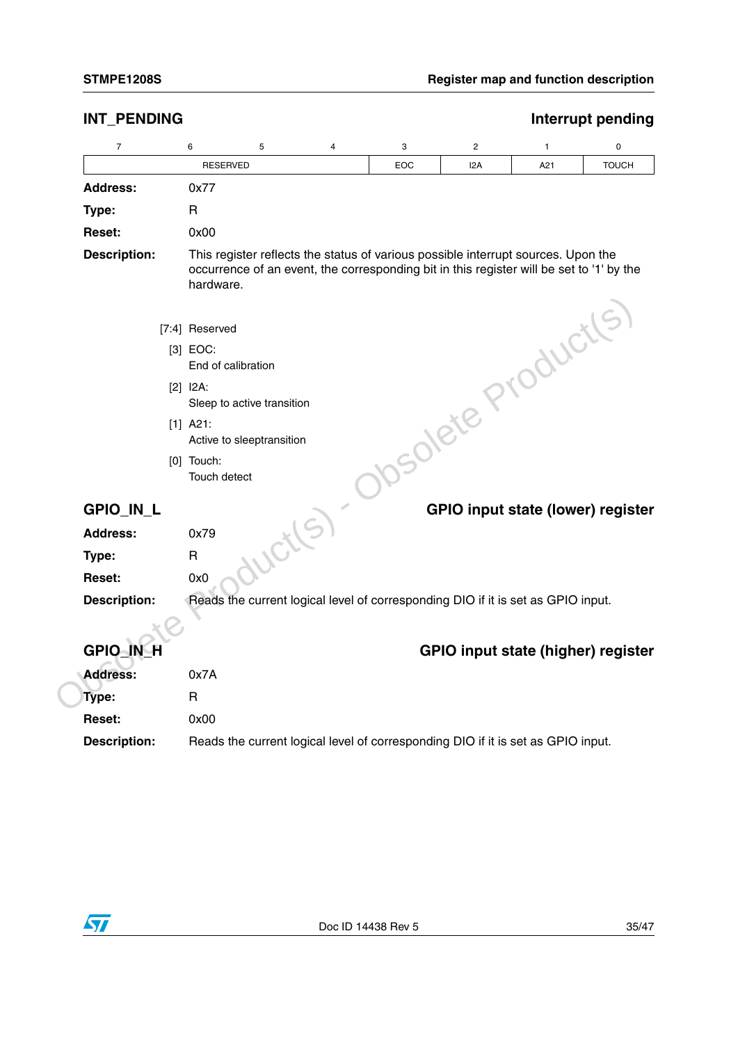## INT_PENDING — Interrupt pending

| 7 | 6 | 5 | 4 | 3 | 2 | 1 | 0 |
|---|---|---|---|---|---|---|---|
| RESERVED | | | | EOC | I2A | A21 | TOUCH |

**Address:** 0x77

**Type:** R

**Reset:** 0x00

**Description:** This register reflects the status of various possible interrupt sources. Upon the occurrence of an event, the corresponding bit in this register will be set to '1' by the hardware.

[7:4] Reserved

[3] EOC:
End of calibration

[2] I2A:
Sleep to active transition

[1] A21:
Active to sleeptransition

[0] Touch:
Touch detect

## GPIO_IN_L — GPIO input state (lower) register

**Address:** 0x79

**Type:** R

**Reset:** 0x0

**Description:** Reads the current logical level of corresponding DIO if it is set as GPIO input.

## GPIO_IN_H — GPIO input state (higher) register

**Address:** 0x7A

**Type:** R

**Reset:** 0x00

**Description:** Reads the current logical level of corresponding DIO if it is set as GPIO input.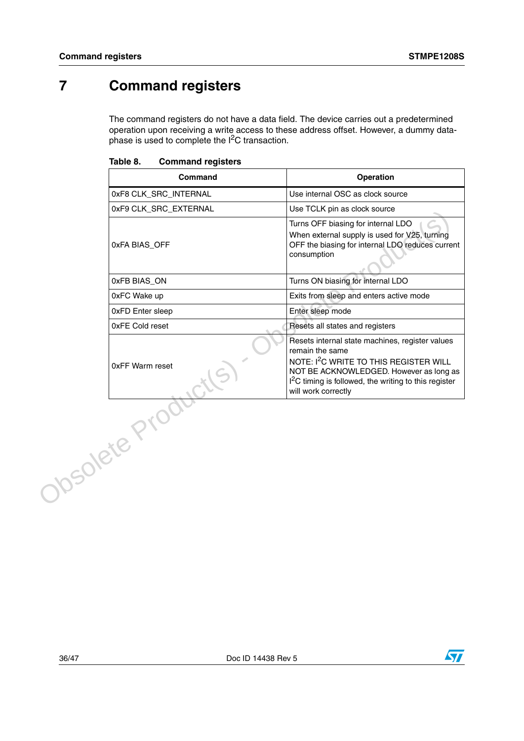# 7 Command registers

The command registers do not have a data field. The device carries out a predetermined operation upon receiving a write access to these address offset. However, a dummy data-phase is used to complete the $I^2C$ transaction.

**Table 8. Command registers**

| Command | Operation |
|---|---|
| 0xF8 CLK_SRC_INTERNAL | Use internal OSC as clock source |
| 0xF9 CLK_SRC_EXTERNAL | Use TCLK pin as clock source |
| 0xFA BIAS_OFF | Turns OFF biasing for internal LDO<br>When external supply is used for V25, turning OFF the biasing for internal LDO reduces current consumption |
| 0xFB BIAS_ON | Turns ON biasing for internal LDO |
| 0xFC Wake up | Exits from sleep and enters active mode |
| 0xFD Enter sleep | Enter sleep mode |
| 0xFE Cold reset | Resets all states and registers |
| 0xFF Warm reset | Resets internal state machines, register values remain the same<br>NOTE: $I^2C$ WRITE TO THIS REGISTER WILL NOT BE ACKNOWLEDGED. However as long as $I^2C$ timing is followed, the writing to this register will work correctly |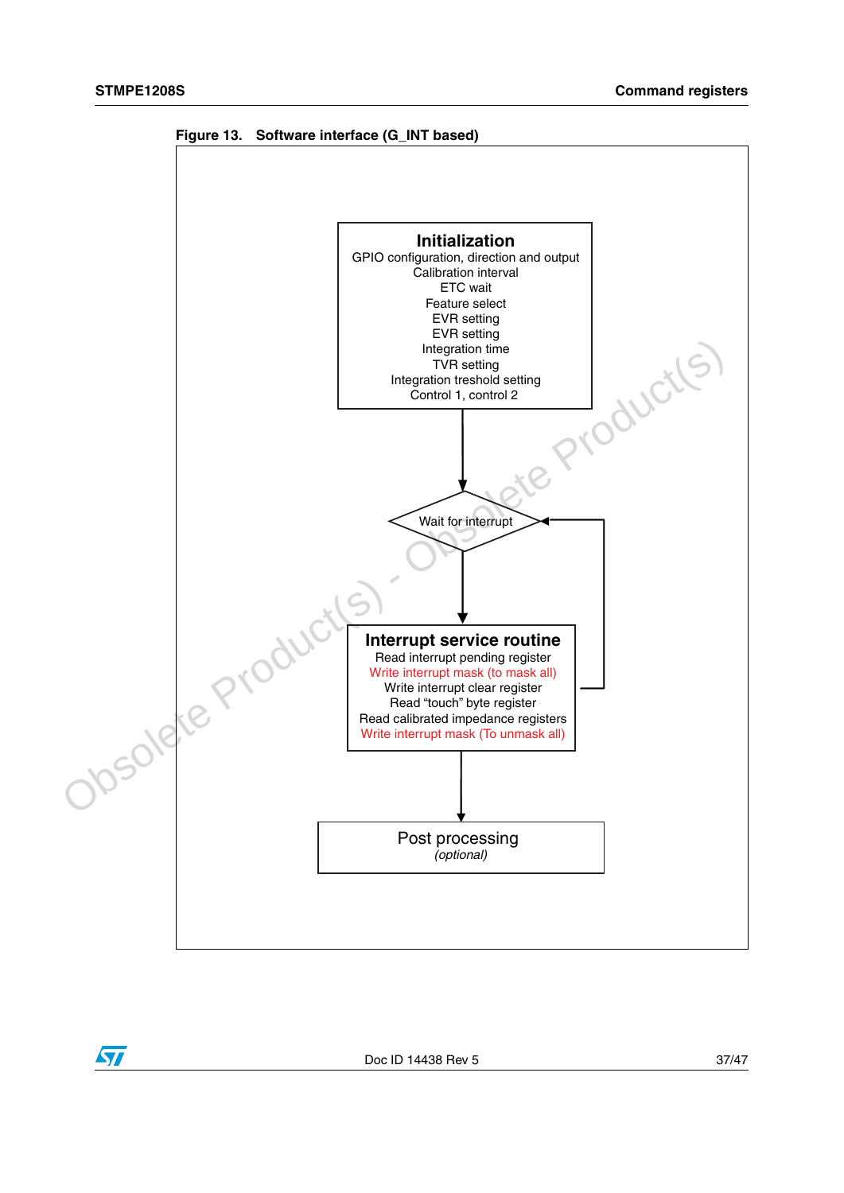**Figure 13. Software interface (G_INT based)**

**Initialization**
GPIO configuration, direction and output
Calibration interval
ETC wait
Feature select
EVR setting
EVR setting
Integration time
TVR setting
Integration treshold setting
Control 1, control 2

Wait for interrupt

**Interrupt service routine**
Read interrupt pending register
Write interrupt mask (to mask all)
Write interrupt clear register
Read "touch" byte register
Read calibrated impedance registers
Write interrupt mask (To unmask all)

Post processing
*(optional)*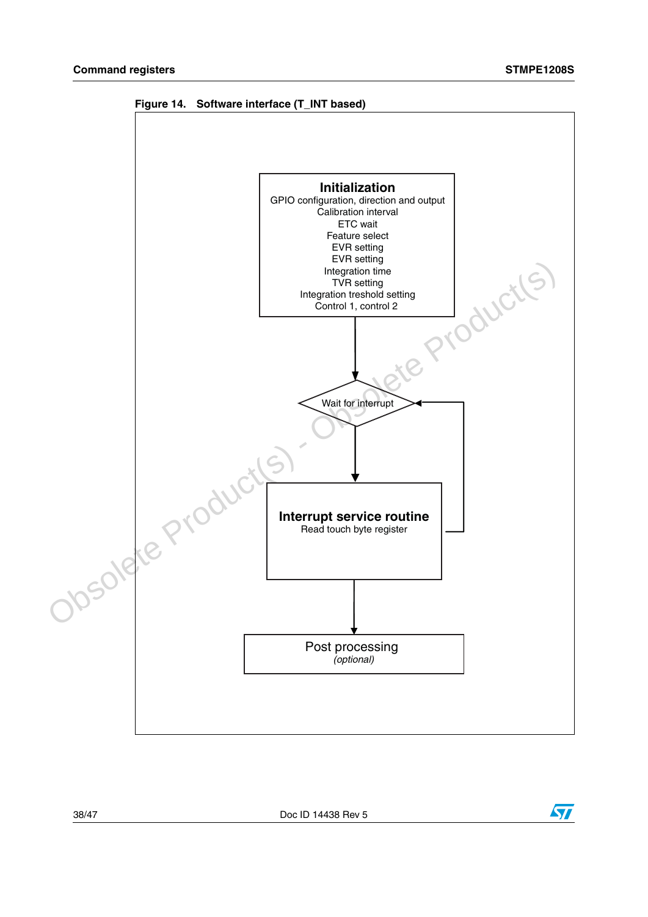Figure 14. Software interface (T_INT based)

**Initialization**
GPIO configuration, direction and output
Calibration interval
ETC wait
Feature select
EVR setting
EVR setting
Integration time
TVR setting
Integration treshold setting
Control 1, control 2

Wait for interrupt

**Interrupt service routine**
Read touch byte register

Post processing
*(optional)*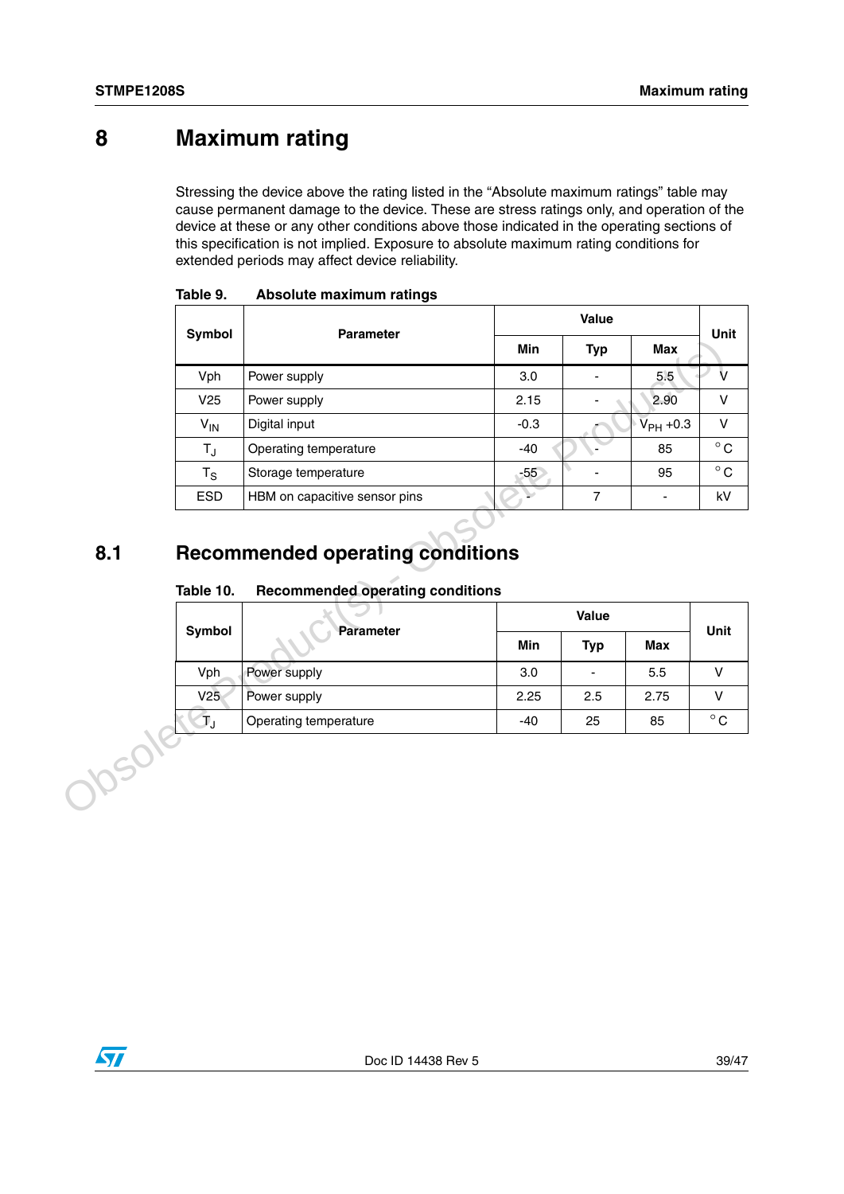# 8 Maximum rating

Stressing the device above the rating listed in the “Absolute maximum ratings” table may cause permanent damage to the device. These are stress ratings only, and operation of the device at these or any other conditions above those indicated in the operating sections of this specification is not implied. Exposure to absolute maximum rating conditions for extended periods may affect device reliability.

**Table 9. Absolute maximum ratings**

| Symbol | Parameter | Value | | | Unit |
|---|---|---|---|---|---|
| | | Min | Typ | Max | |
| Vph | Power supply | 3.0 | - | 5.5 | V |
| V25 | Power supply | 2.15 | - | 2.90 | V |
| $V_{IN}$ | Digital input | -0.3 | - | $V_{PH}$ +0.3 | V |
| $T_J$ | Operating temperature | -40 | - | 85 | °C |
| $T_S$ | Storage temperature | -55 | - | 95 | °C |
| ESD | HBM on capacitive sensor pins | - | 7 | - | kV |

## 8.1 Recommended operating conditions

**Table 10. Recommended operating conditions**

| Symbol | Parameter | Value | | | Unit |
|---|---|---|---|---|---|
| | | Min | Typ | Max | |
| Vph | Power supply | 3.0 | - | 5.5 | V |
| V25 | Power supply | 2.25 | 2.5 | 2.75 | V |
| $T_J$ | Operating temperature | -40 | 25 | 85 | °C |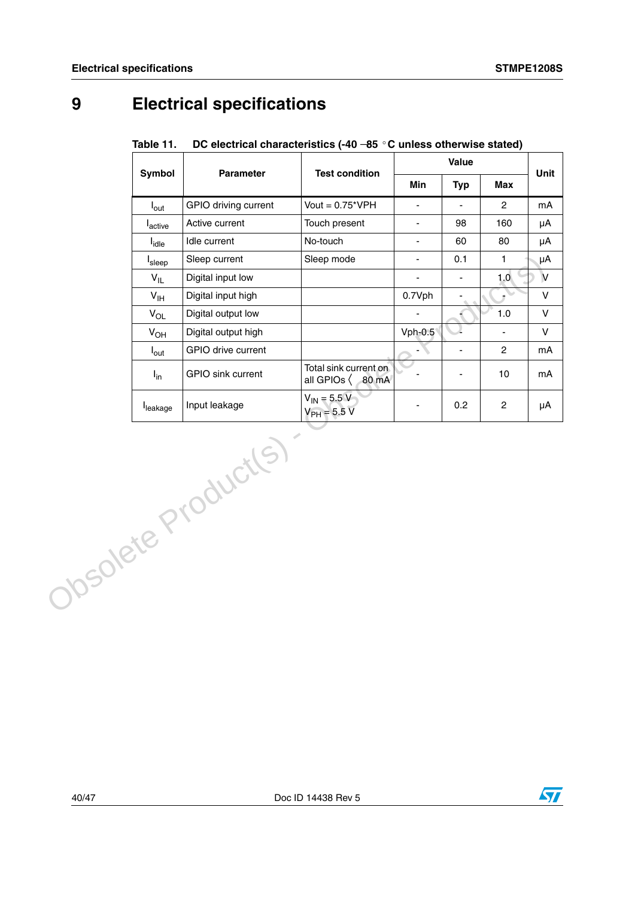# 9 Electrical specifications

**Table 11. DC electrical characteristics (-40 –85 °C unless otherwise stated)**

| Symbol | Parameter | Test condition | Value | | | Unit |
|---|---|---|---|---|---|---|
| | | | Min | Typ | Max | |
| $I_{out}$ | GPIO driving current | Vout = 0.75*VPH | - | - | 2 | mA |
| $I_{active}$ | Active current | Touch present | - | 98 | 160 | µA |
| $I_{idle}$ | Idle current | No-touch | - | 60 | 80 | µA |
| $I_{sleep}$ | Sleep current | Sleep mode | - | 0.1 | 1 | µA |
| $V_{IL}$ | Digital input low | | - | - | 1.0 | V |
| $V_{IH}$ | Digital input high | | 0.7Vph | - | - | V |
| $V_{OL}$ | Digital output low | | - | - | 1.0 | V |
| $V_{OH}$ | Digital output high | | Vph-0.5 | - | - | V |
| $I_{out}$ | GPIO drive current | | - | - | 2 | mA |
| $I_{in}$ | GPIO sink current | Total sink current on all GPIOs 〈 80 mA | - | - | 10 | mA |
| $I_{leakage}$ | Input leakage | $V_{IN}$ = 5.5 V $V_{PH}$ = 5.5 V | - | 0.2 | 2 | µA |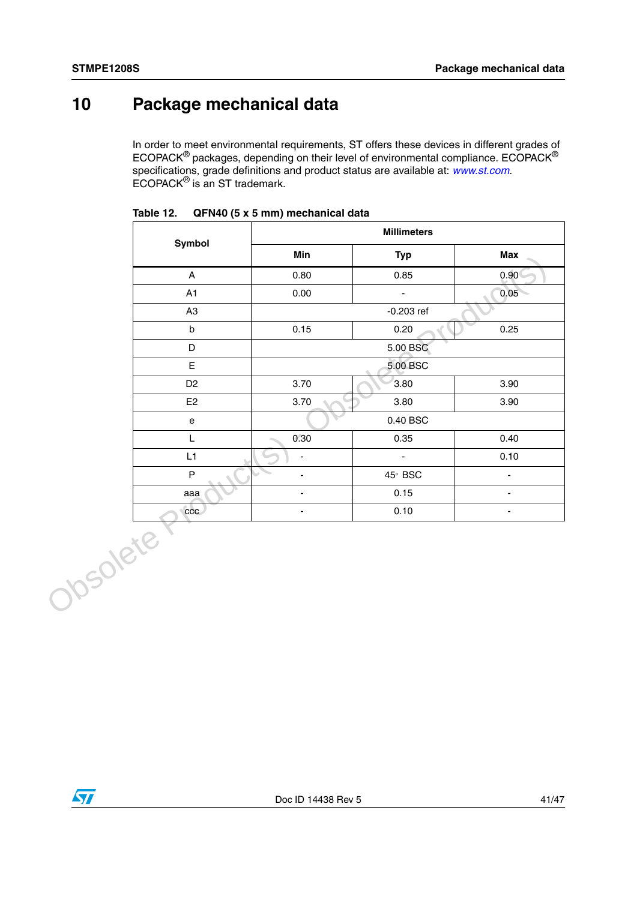# 10 Package mechanical data

In order to meet environmental requirements, ST offers these devices in different grades of ECOPACK® packages, depending on their level of environmental compliance. ECOPACK® specifications, grade definitions and product status are available at: *www.st.com*. ECOPACK® is an ST trademark.

**Table 12. QFN40 (5 x 5 mm) mechanical data**

| Symbol | Millimeters | | |
|---|---|---|---|
| | Min | Typ | Max |
| A | 0.80 | 0.85 | 0.90 |
| A1 | 0.00 | - | 0.05 |
| A3 | -0.203 ref | | |
| b | 0.15 | 0.20 | 0.25 |
| D | 5.00 BSC | | |
| E | 5.00 BSC | | |
| D2 | 3.70 | 3.80 | 3.90 |
| E2 | 3.70 | 3.80 | 3.90 |
| e | 0.40 BSC | | |
| L | 0.30 | 0.35 | 0.40 |
| L1 | - | - | 0.10 |
| P | - | 45° BSC | - |
| aaa | - | 0.15 | - |
| ccc | - | 0.10 | - |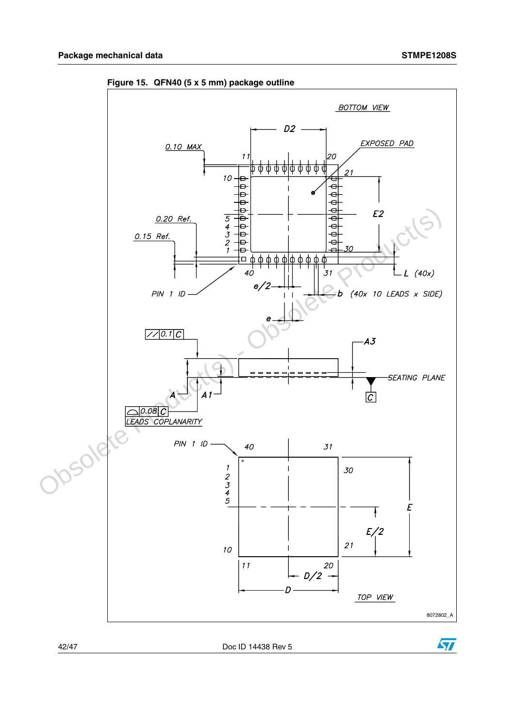**Figure 15. QFN40 (5 x 5 mm) package outline**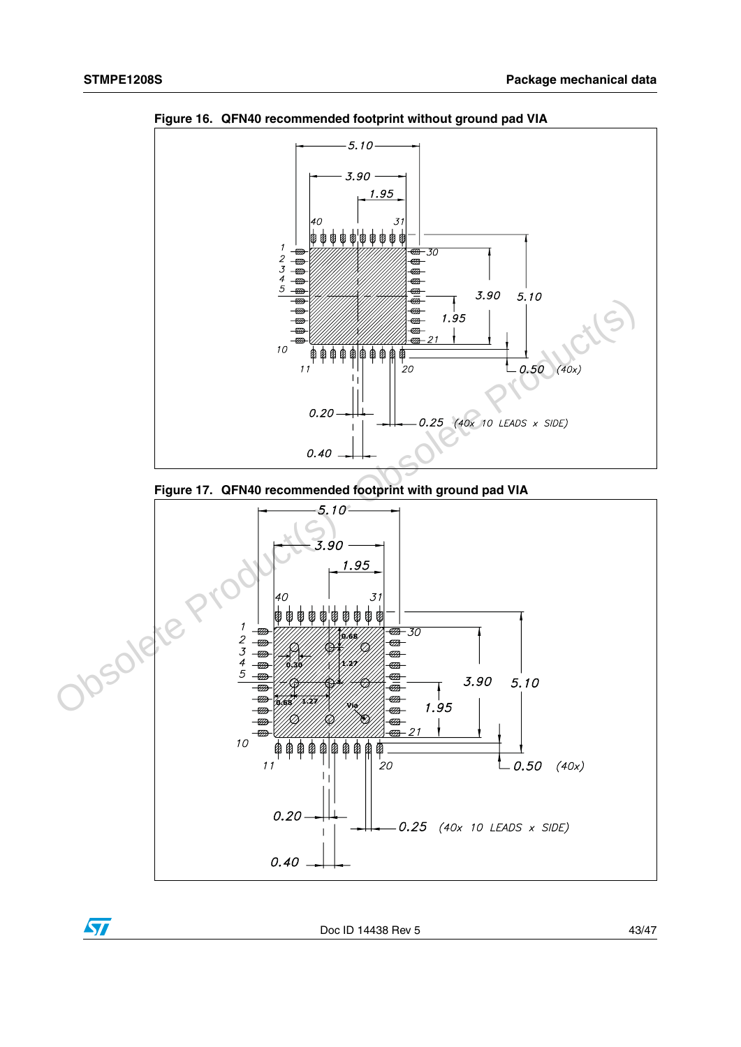**Figure 16. QFN40 recommended footprint without ground pad VIA**

**Figure 17. QFN40 recommended footprint with ground pad VIA**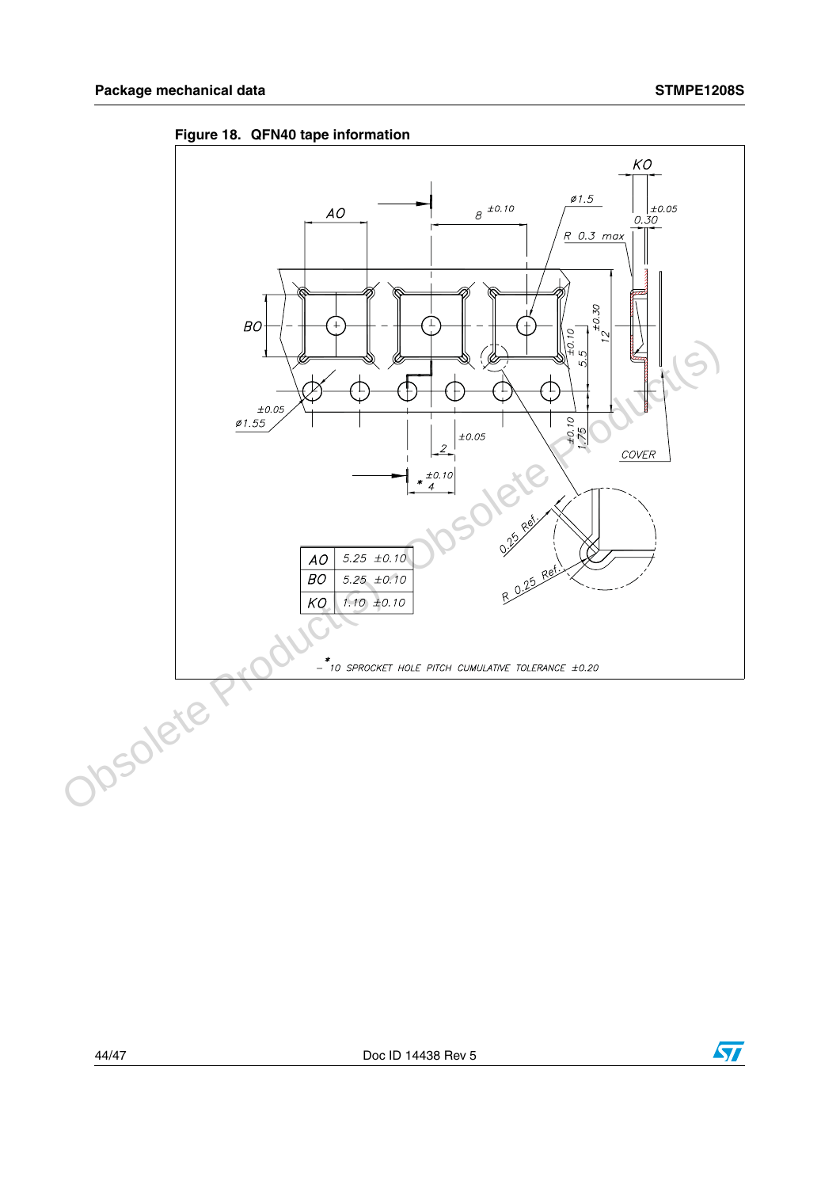**Figure 18. QFN40 tape information**

| AO | 5.25 ±0.10 |
|---|---|
| BO | 5.25 ±0.10 |
| KO | 1.10 ±0.10 |

\* 10 SPROCKET HOLE PITCH CUMULATIVE TOLERANCE ±0.20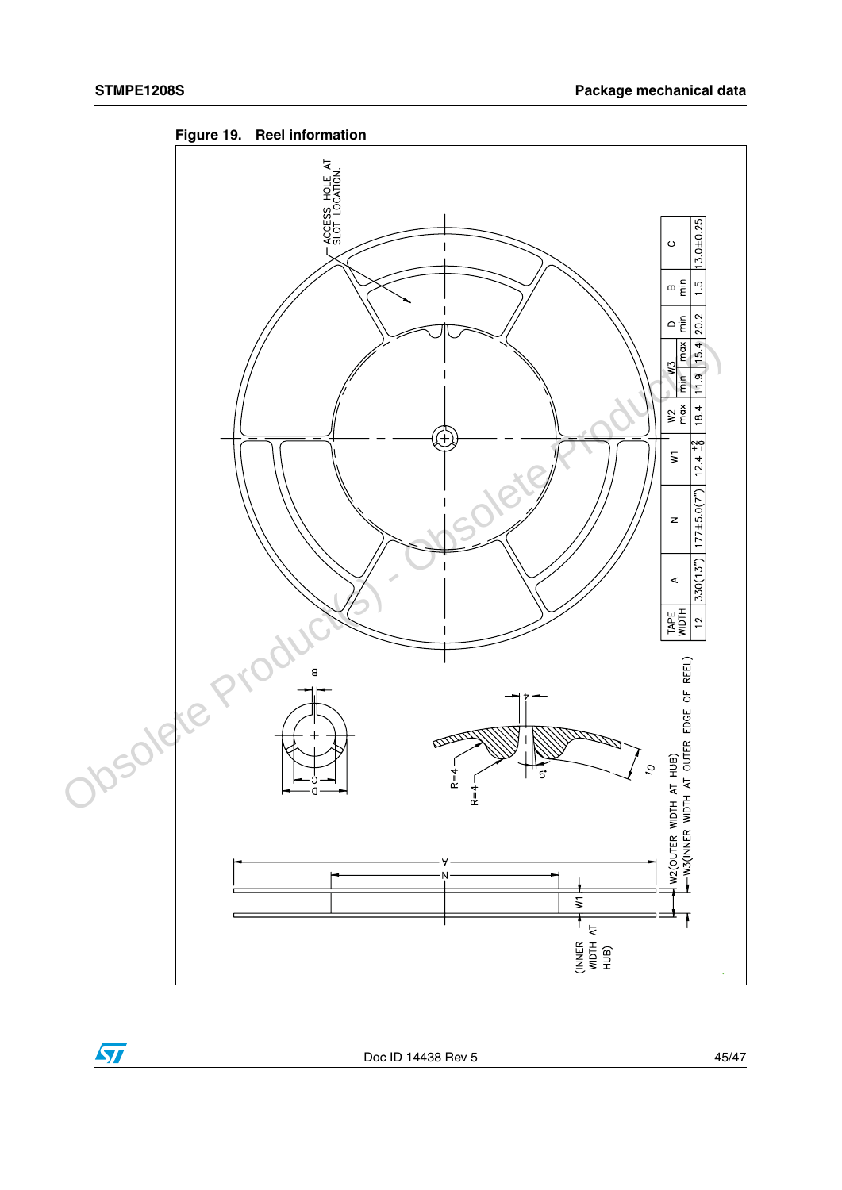**Figure 19. Reel information**

| TAPE WIDTH | A | N | W1 | W2 max | W3 min | W3 max | D min | B min | C |
|---|---|---|---|---|---|---|---|---|---|
| 12 | 330(13") | 177±5.0(7") | 12.4 $^{+2}_{-0}$ | 18.4 | 11.9 | 15.4 | 20.2 | 1.5 | 13.0±0.25 |

ACCESS HOLE AT SLOT LOCATION.

W2(OUTER WIDTH AT HUB)

W3(INNER WIDTH AT OUTER EDGE OF REEL)

W1 (INNER WIDTH AT HUB)

R=4

R=4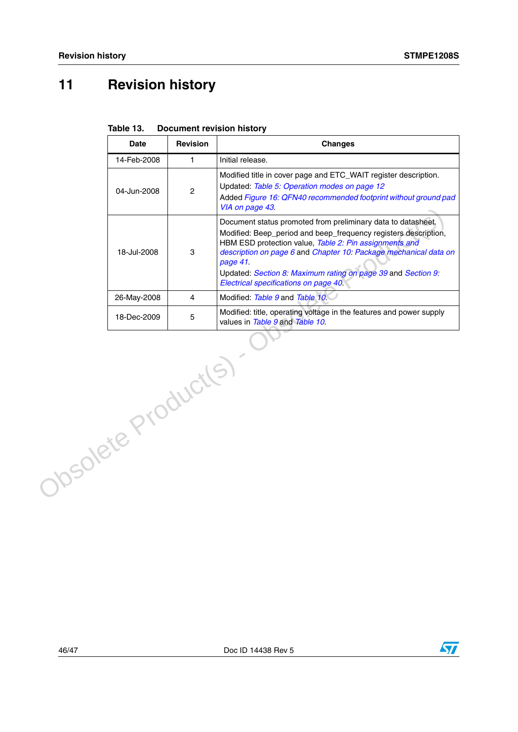# 11 Revision history

**Table 13. Document revision history**

| Date | Revision | Changes |
|---|---|---|
| 14-Feb-2008 | 1 | Initial release. |
| 04-Jun-2008 | 2 | Modified title in cover page and ETC_WAIT register description.<br>Updated: *Table 5: Operation modes on page 12*<br>Added *Figure 16: QFN40 recommended footprint without ground pad VIA on page 43*. |
| 18-Jul-2008 | 3 | Document status promoted from preliminary data to datasheet.<br>Modified: Beep_period and beep_frequency registers description, HBM ESD protection value, *Table 2: Pin assignments and description on page 6* and *Chapter 10: Package mechanical data on page 41*.<br>Updated: *Section 8: Maximum rating on page 39* and *Section 9: Electrical specifications on page 40*. |
| 26-May-2008 | 4 | Modified: *Table 9* and *Table 10*. |
| 18-Dec-2009 | 5 | Modified: title, operating voltage in the features and power supply values in *Table 9* and *Table 10*. |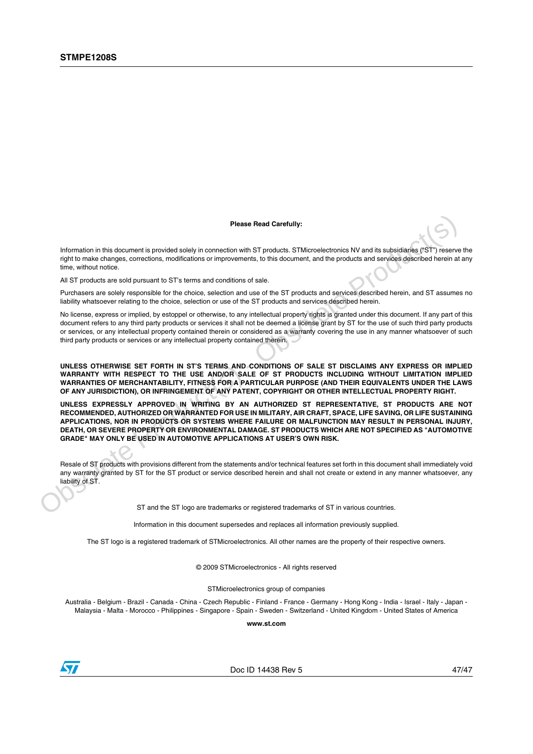**Please Read Carefully:**

Information in this document is provided solely in connection with ST products. STMicroelectronics NV and its subsidiaries ("ST") reserve the right to make changes, corrections, modifications or improvements, to this document, and the products and services described herein at any time, without notice.

All ST products are sold pursuant to ST's terms and conditions of sale.

Purchasers are solely responsible for the choice, selection and use of the ST products and services described herein, and ST assumes no liability whatsoever relating to the choice, selection or use of the ST products and services described herein.

No license, express or implied, by estoppel or otherwise, to any intellectual property rights is granted under this document. If any part of this document refers to any third party products or services it shall not be deemed a license grant by ST for the use of such third party products or services, or any intellectual property contained therein or considered as a warranty covering the use in any manner whatsoever of such third party products or services or any intellectual property contained therein.

**UNLESS OTHERWISE SET FORTH IN ST'S TERMS AND CONDITIONS OF SALE ST DISCLAIMS ANY EXPRESS OR IMPLIED WARRANTY WITH RESPECT TO THE USE AND/OR SALE OF ST PRODUCTS INCLUDING WITHOUT LIMITATION IMPLIED WARRANTIES OF MERCHANTABILITY, FITNESS FOR A PARTICULAR PURPOSE (AND THEIR EQUIVALENTS UNDER THE LAWS OF ANY JURISDICTION), OR INFRINGEMENT OF ANY PATENT, COPYRIGHT OR OTHER INTELLECTUAL PROPERTY RIGHT.**

**UNLESS EXPRESSLY APPROVED IN WRITING BY AN AUTHORIZED ST REPRESENTATIVE, ST PRODUCTS ARE NOT RECOMMENDED, AUTHORIZED OR WARRANTED FOR USE IN MILITARY, AIR CRAFT, SPACE, LIFE SAVING, OR LIFE SUSTAINING APPLICATIONS, NOR IN PRODUCTS OR SYSTEMS WHERE FAILURE OR MALFUNCTION MAY RESULT IN PERSONAL INJURY, DEATH, OR SEVERE PROPERTY OR ENVIRONMENTAL DAMAGE. ST PRODUCTS WHICH ARE NOT SPECIFIED AS "AUTOMOTIVE GRADE" MAY ONLY BE USED IN AUTOMOTIVE APPLICATIONS AT USER'S OWN RISK.**

Resale of ST products with provisions different from the statements and/or technical features set forth in this document shall immediately void any warranty granted by ST for the ST product or service described herein and shall not create or extend in any manner whatsoever, any liability of ST.

ST and the ST logo are trademarks or registered trademarks of ST in various countries.

Information in this document supersedes and replaces all information previously supplied.

The ST logo is a registered trademark of STMicroelectronics. All other names are the property of their respective owners.

© 2009 STMicroelectronics - All rights reserved

STMicroelectronics group of companies

Australia - Belgium - Brazil - Canada - China - Czech Republic - Finland - France - Germany - Hong Kong - India - Israel - Italy - Japan - Malaysia - Malta - Morocco - Philippines - Singapore - Spain - Sweden - Switzerland - United Kingdom - United States of America

**www.st.com**